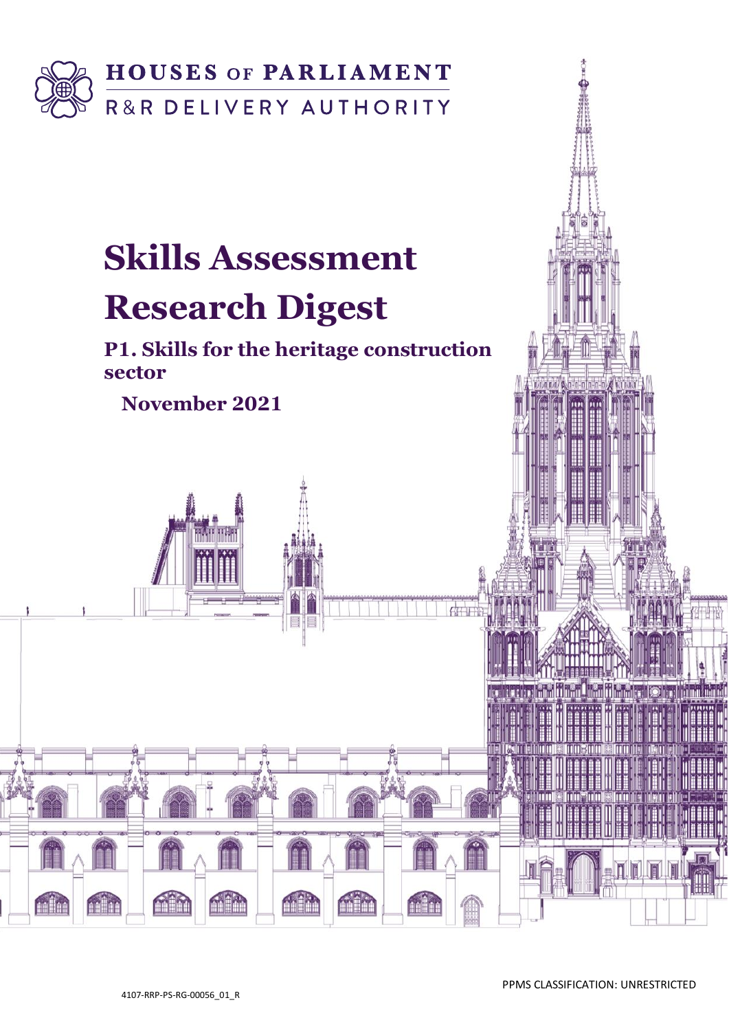HOUSES OF PARLIAMENT

R&R DELIVERY AUTHORITY

# Skills Assessment Research Digest

## P1. Skills for the heritage construction sector

**November 2021**

4107-RRP-PS-RG-00056_01_R

PPMS CLASSIFICATION: UNRESTRICTED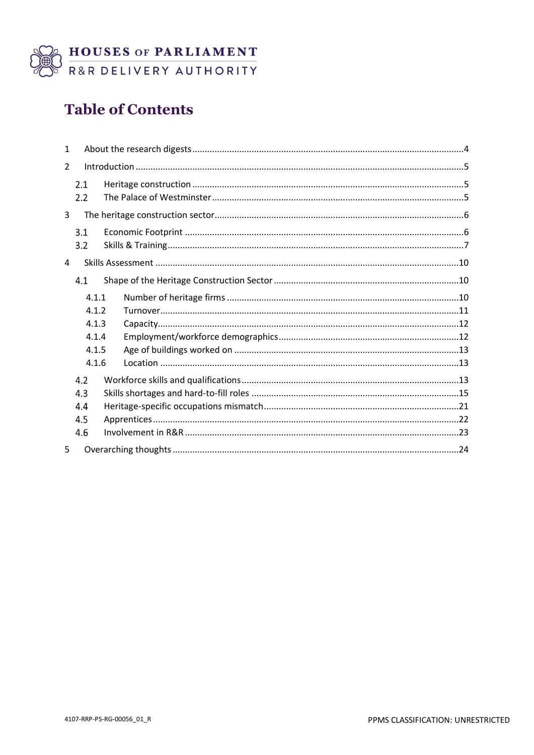# Table of Contents

1 About the research digests ....................................................................................................4

2 Introduction ...........................................................................................................................5

- 2.1 Heritage construction ........................................................................................................5
- 2.2 The Palace of Westminster ................................................................................................5

3 The heritage construction sector ..........................................................................................6

- 3.1 Economic Footprint ............................................................................................................6
- 3.2 Skills & Training ..................................................................................................................7

4 Skills Assessment ..................................................................................................................10

- 4.1 Shape of the Heritage Construction Sector .......................................................................10
  - 4.1.1 Number of heritage firms ..........................................................................................10
  - 4.1.2 Turnover ....................................................................................................................11
  - 4.1.3 Capacity .....................................................................................................................12
  - 4.1.4 Employment/workforce demographics .....................................................................12
  - 4.1.5 Age of buildings worked on .......................................................................................13
  - 4.1.6 Location .....................................................................................................................13
- 4.2 Workforce skills and qualifications ...................................................................................13
- 4.3 Skills shortages and hard-to-fill roles ................................................................................15
- 4.4 Heritage-specific occupations mismatch ...........................................................................21
- 4.5 Apprentices ........................................................................................................................22
- 4.6 Involvement in R&R ...........................................................................................................23

5 Overarching thoughts ............................................................................................................24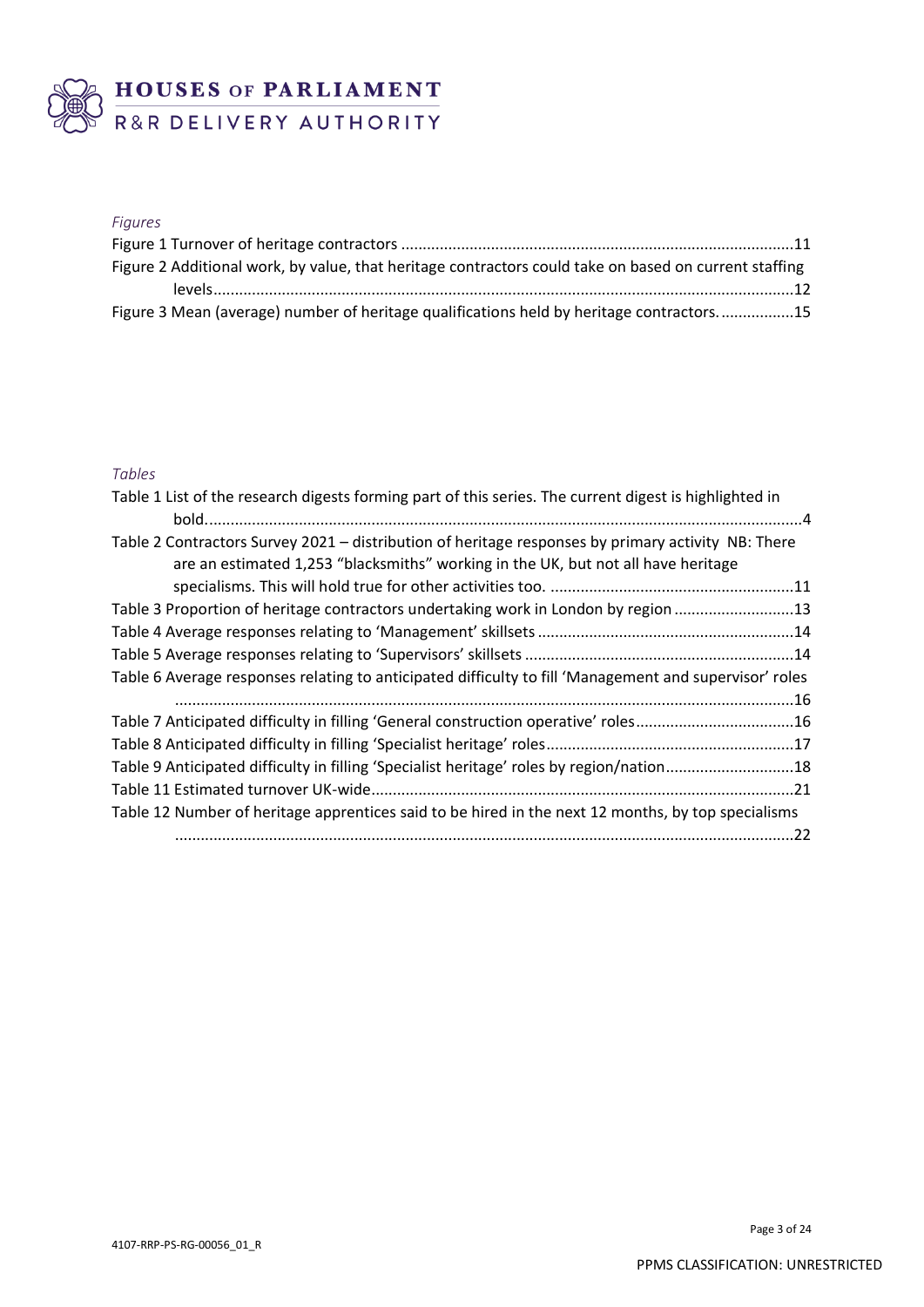*Figures*

Figure 1 Turnover of heritage contractors ..........................................................................................11

Figure 2 Additional work, by value, that heritage contractors could take on based on current staffing levels.......................................................................................................................................12

Figure 3 Mean (average) number of heritage qualifications held by heritage contractors. ................15

*Tables*

Table 1 List of the research digests forming part of this series. The current digest is highlighted in bold.........................................................................................................................................4

Table 2 Contractors Survey 2021 – distribution of heritage responses by primary activity NB: There are an estimated 1,253 "blacksmiths" working in the UK, but not all have heritage specialisms. This will hold true for other activities too. .........................................................11

Table 3 Proportion of heritage contractors undertaking work in London by region ...........................13

Table 4 Average responses relating to 'Management' skillsets ...........................................................14

Table 5 Average responses relating to 'Supervisors' skillsets .............................................................14

Table 6 Average responses relating to anticipated difficulty to fill 'Management and supervisor' roles ...............................................................................................................................................16

Table 7 Anticipated difficulty in filling 'General construction operative' roles....................................16

Table 8 Anticipated difficulty in filling 'Specialist heritage' roles.........................................................17

Table 9 Anticipated difficulty in filling 'Specialist heritage' roles by region/nation.............................18

Table 11 Estimated turnover UK-wide..................................................................................................21

Table 12 Number of heritage apprentices said to be hired in the next 12 months, by top specialisms ...............................................................................................................................................22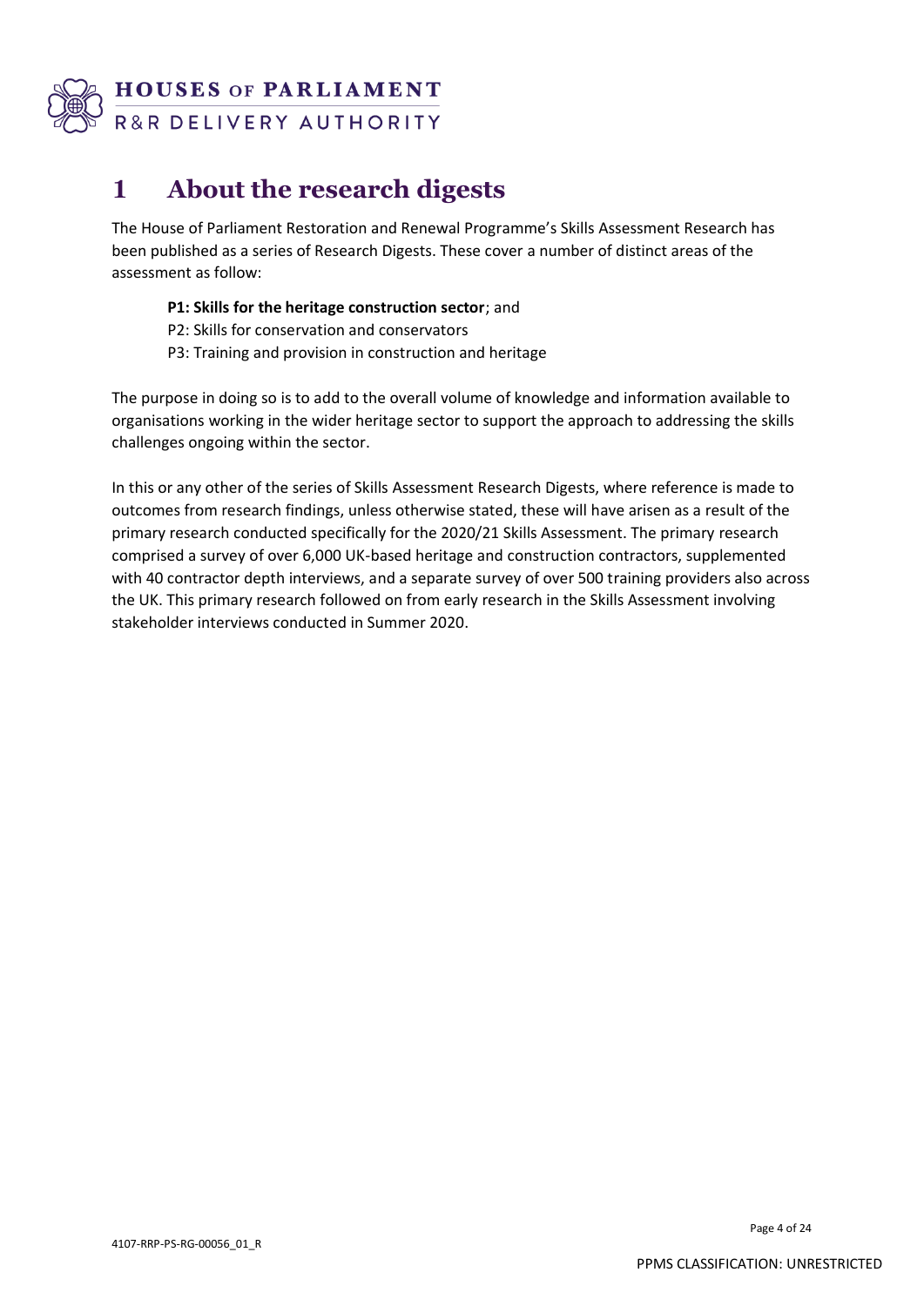# 1 About the research digests

The House of Parliament Restoration and Renewal Programme's Skills Assessment Research has been published as a series of Research Digests. These cover a number of distinct areas of the assessment as follow:

**P1: Skills for the heritage construction sector**; and
P2: Skills for conservation and conservators
P3: Training and provision in construction and heritage

The purpose in doing so is to add to the overall volume of knowledge and information available to organisations working in the wider heritage sector to support the approach to addressing the skills challenges ongoing within the sector.

In this or any other of the series of Skills Assessment Research Digests, where reference is made to outcomes from research findings, unless otherwise stated, these will have arisen as a result of the primary research conducted specifically for the 2020/21 Skills Assessment. The primary research comprised a survey of over 6,000 UK-based heritage and construction contractors, supplemented with 40 contractor depth interviews, and a separate survey of over 500 training providers also across the UK. This primary research followed on from early research in the Skills Assessment involving stakeholder interviews conducted in Summer 2020.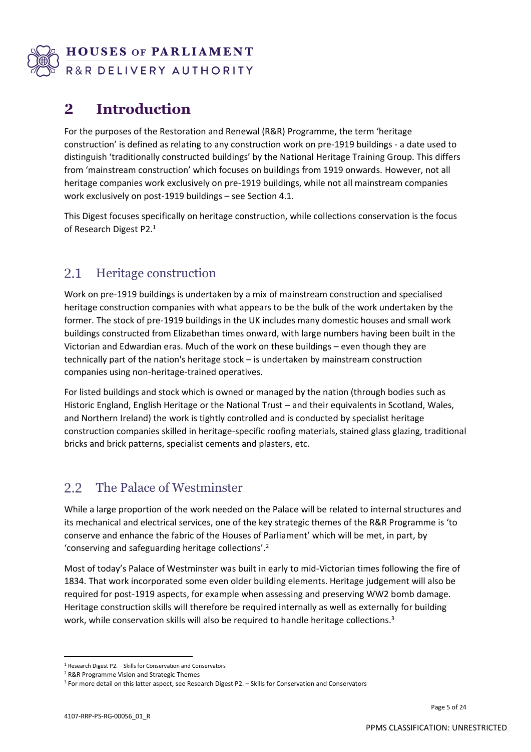# 2 Introduction

For the purposes of the Restoration and Renewal (R&R) Programme, the term 'heritage construction' is defined as relating to any construction work on pre-1919 buildings - a date used to distinguish 'traditionally constructed buildings' by the National Heritage Training Group. This differs from 'mainstream construction' which focuses on buildings from 1919 onwards. However, not all heritage companies work exclusively on pre-1919 buildings, while not all mainstream companies work exclusively on post-1919 buildings – see Section 4.1.

This Digest focuses specifically on heritage construction, while collections conservation is the focus of Research Digest P2.[1]

## 2.1 Heritage construction

Work on pre-1919 buildings is undertaken by a mix of mainstream construction and specialised heritage construction companies with what appears to be the bulk of the work undertaken by the former. The stock of pre-1919 buildings in the UK includes many domestic houses and small work buildings constructed from Elizabethan times onward, with large numbers having been built in the Victorian and Edwardian eras. Much of the work on these buildings – even though they are technically part of the nation's heritage stock – is undertaken by mainstream construction companies using non-heritage-trained operatives.

For listed buildings and stock which is owned or managed by the nation (through bodies such as Historic England, English Heritage or the National Trust – and their equivalents in Scotland, Wales, and Northern Ireland) the work is tightly controlled and is conducted by specialist heritage construction companies skilled in heritage-specific roofing materials, stained glass glazing, traditional bricks and brick patterns, specialist cements and plasters, etc.

## 2.2 The Palace of Westminster

While a large proportion of the work needed on the Palace will be related to internal structures and its mechanical and electrical services, one of the key strategic themes of the R&R Programme is 'to conserve and enhance the fabric of the Houses of Parliament' which will be met, in part, by 'conserving and safeguarding heritage collections'.[2]

Most of today's Palace of Westminster was built in early to mid-Victorian times following the fire of 1834. That work incorporated some even older building elements. Heritage judgement will also be required for post-1919 aspects, for example when assessing and preserving WW2 bomb damage. Heritage construction skills will therefore be required internally as well as externally for building work, while conservation skills will also be required to handle heritage collections.[3]

---

[1] Research Digest P2. – Skills for Conservation and Conservators

[2] R&R Programme Vision and Strategic Themes

[3] For more detail on this latter aspect, see Research Digest P2. – Skills for Conservation and Conservators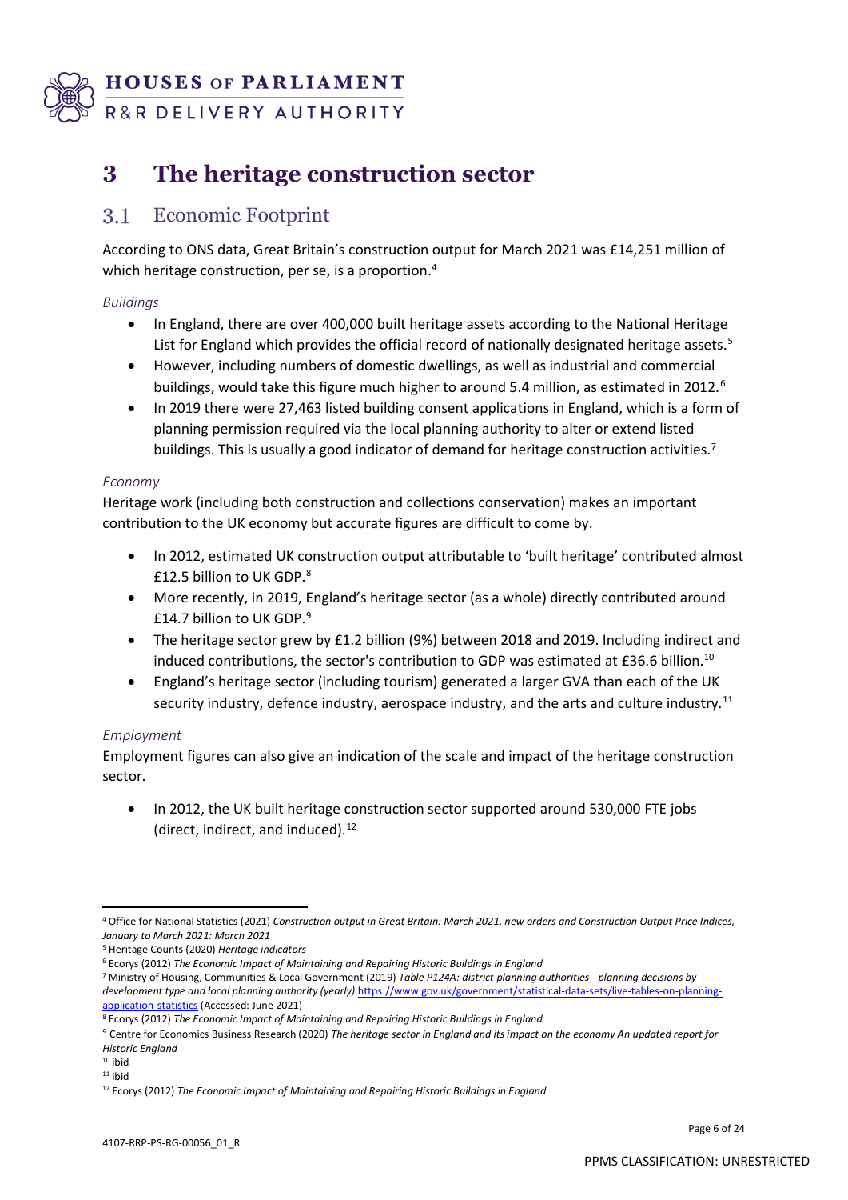# 3 The heritage construction sector

## 3.1 Economic Footprint

According to ONS data, Great Britain's construction output for March 2021 was £14,251 million of which heritage construction, per se, is a proportion.[4]

*Buildings*

- In England, there are over 400,000 built heritage assets according to the National Heritage List for England which provides the official record of nationally designated heritage assets.[5]
- However, including numbers of domestic dwellings, as well as industrial and commercial buildings, would take this figure much higher to around 5.4 million, as estimated in 2012.[6]
- In 2019 there were 27,463 listed building consent applications in England, which is a form of planning permission required via the local planning authority to alter or extend listed buildings. This is usually a good indicator of demand for heritage construction activities.[7]

*Economy*

Heritage work (including both construction and collections conservation) makes an important contribution to the UK economy but accurate figures are difficult to come by.

- In 2012, estimated UK construction output attributable to 'built heritage' contributed almost £12.5 billion to UK GDP.[8]
- More recently, in 2019, England's heritage sector (as a whole) directly contributed around £14.7 billion to UK GDP.[9]
- The heritage sector grew by £1.2 billion (9%) between 2018 and 2019. Including indirect and induced contributions, the sector's contribution to GDP was estimated at £36.6 billion.[10]
- England's heritage sector (including tourism) generated a larger GVA than each of the UK security industry, defence industry, aerospace industry, and the arts and culture industry.[11]

*Employment*

Employment figures can also give an indication of the scale and impact of the heritage construction sector.

- In 2012, the UK built heritage construction sector supported around 530,000 FTE jobs (direct, indirect, and induced).[12]

---

[4] Office for National Statistics (2021) *Construction output in Great Britain: March 2021, new orders and Construction Output Price Indices, January to March 2021: March 2021*

[5] Heritage Counts (2020) *Heritage indicators*

[6] Ecorys (2012) *The Economic Impact of Maintaining and Repairing Historic Buildings in England*

[7] Ministry of Housing, Communities & Local Government (2019) *Table P124A: district planning authorities - planning decisions by development type and local planning authority (yearly)* https://www.gov.uk/government/statistical-data-sets/live-tables-on-planning-application-statistics (Accessed: June 2021)

[8] Ecorys (2012) *The Economic Impact of Maintaining and Repairing Historic Buildings in England*

[9] Centre for Economics Business Research (2020) *The heritage sector in England and its impact on the economy An updated report for Historic England*

[10] ibid

[11] ibid

[12] Ecorys (2012) *The Economic Impact of Maintaining and Repairing Historic Buildings in England*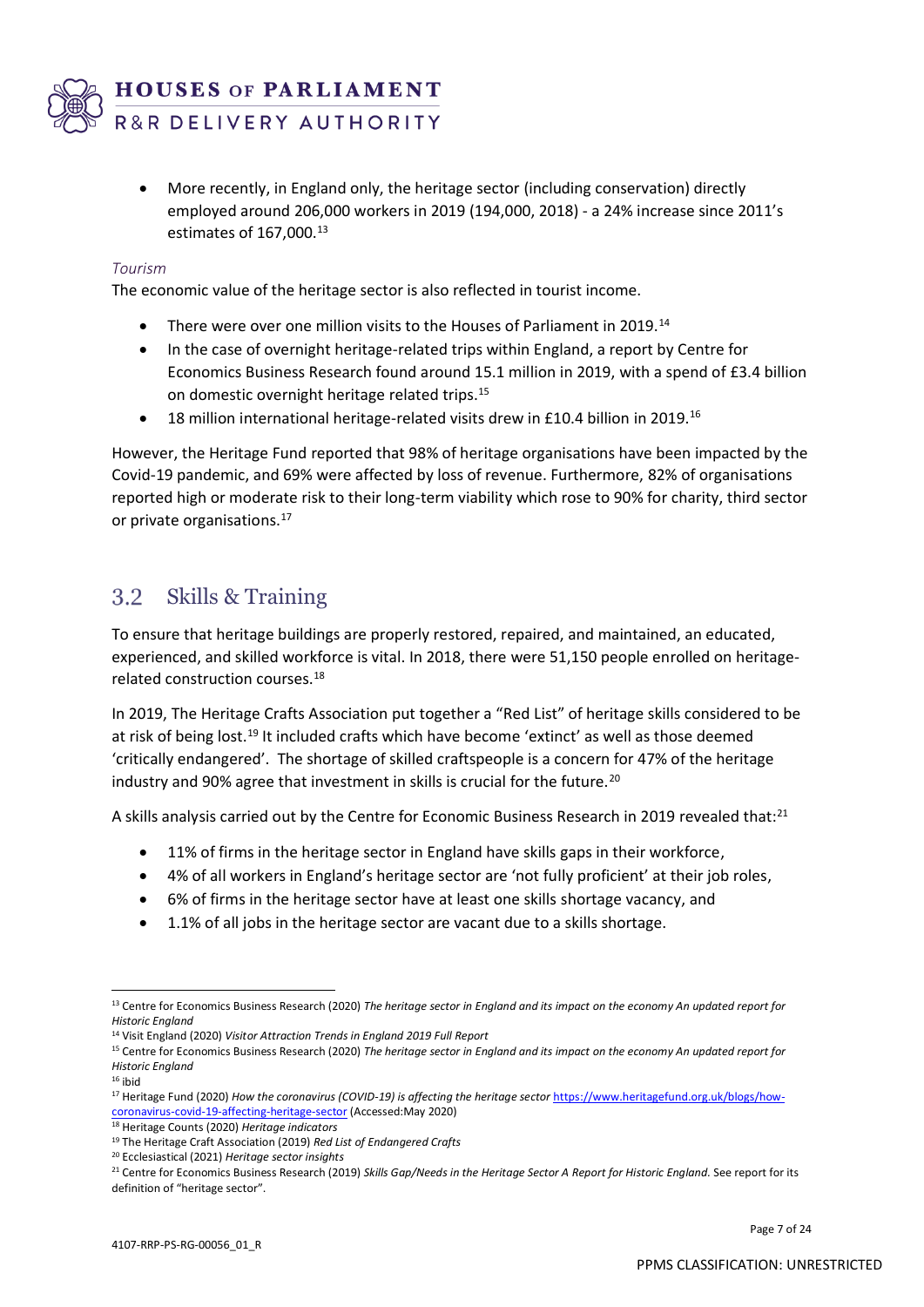- More recently, in England only, the heritage sector (including conservation) directly employed around 206,000 workers in 2019 (194,000, 2018) - a 24% increase since 2011's estimates of 167,000.[13]

*Tourism*

The economic value of the heritage sector is also reflected in tourist income.

- There were over one million visits to the Houses of Parliament in 2019.[14]
- In the case of overnight heritage-related trips within England, a report by Centre for Economics Business Research found around 15.1 million in 2019, with a spend of £3.4 billion on domestic overnight heritage related trips.[15]
- 18 million international heritage-related visits drew in £10.4 billion in 2019.[16]

However, the Heritage Fund reported that 98% of heritage organisations have been impacted by the Covid-19 pandemic, and 69% were affected by loss of revenue. Furthermore, 82% of organisations reported high or moderate risk to their long-term viability which rose to 90% for charity, third sector or private organisations.[17]

## 3.2 Skills & Training

To ensure that heritage buildings are properly restored, repaired, and maintained, an educated, experienced, and skilled workforce is vital. In 2018, there were 51,150 people enrolled on heritage-related construction courses.[18]

In 2019, The Heritage Crafts Association put together a "Red List" of heritage skills considered to be at risk of being lost.[19] It included crafts which have become 'extinct' as well as those deemed 'critically endangered'. The shortage of skilled craftspeople is a concern for 47% of the heritage industry and 90% agree that investment in skills is crucial for the future.[20]

A skills analysis carried out by the Centre for Economic Business Research in 2019 revealed that:[21]

- 11% of firms in the heritage sector in England have skills gaps in their workforce,
- 4% of all workers in England's heritage sector are 'not fully proficient' at their job roles,
- 6% of firms in the heritage sector have at least one skills shortage vacancy, and
- 1.1% of all jobs in the heritage sector are vacant due to a skills shortage.

---

[13] Centre for Economics Business Research (2020) *The heritage sector in England and its impact on the economy An updated report for Historic England*

[14] Visit England (2020) *Visitor Attraction Trends in England 2019 Full Report*

[15] Centre for Economics Business Research (2020) *The heritage sector in England and its impact on the economy An updated report for Historic England*

[16] ibid

[17] Heritage Fund (2020) *How the coronavirus (COVID-19) is affecting the heritage sector* https://www.heritagefund.org.uk/blogs/how-coronavirus-covid-19-affecting-heritage-sector (Accessed:May 2020)

[18] Heritage Counts (2020) *Heritage indicators*

[19] The Heritage Craft Association (2019) *Red List of Endangered Crafts*

[20] Ecclesiastical (2021) *Heritage sector insights*

[21] Centre for Economics Business Research (2019) *Skills Gap/Needs in the Heritage Sector A Report for Historic England.* See report for its definition of "heritage sector".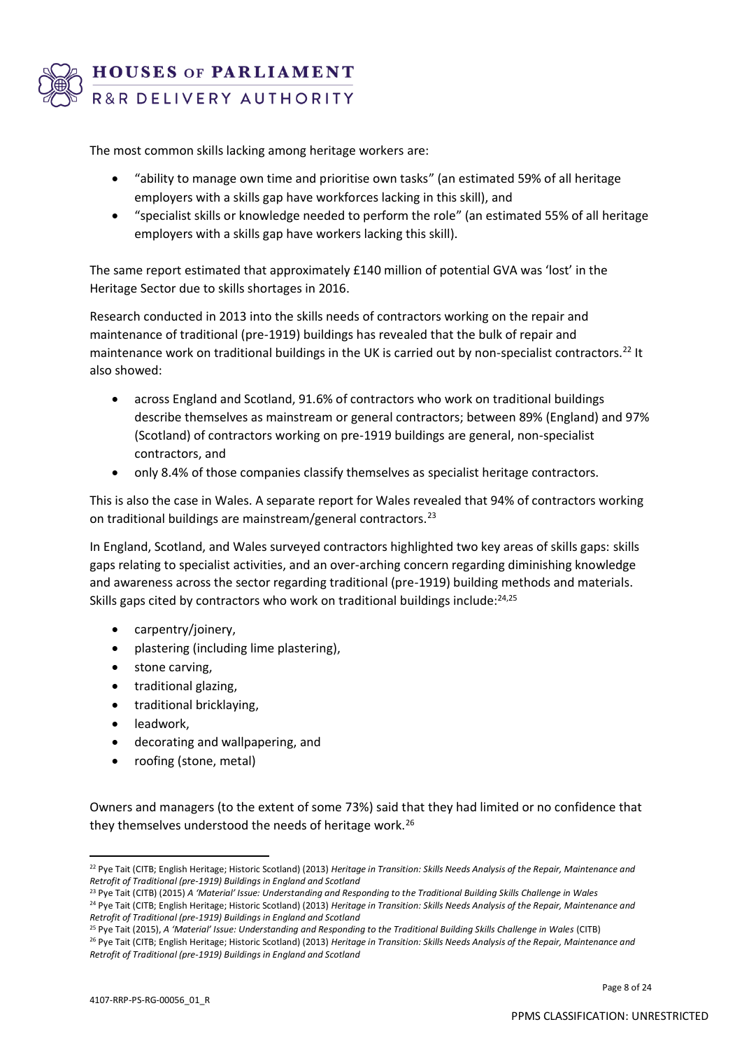The most common skills lacking among heritage workers are:

- "ability to manage own time and prioritise own tasks" (an estimated 59% of all heritage employers with a skills gap have workforces lacking in this skill), and
- "specialist skills or knowledge needed to perform the role" (an estimated 55% of all heritage employers with a skills gap have workers lacking this skill).

The same report estimated that approximately £140 million of potential GVA was 'lost' in the Heritage Sector due to skills shortages in 2016.

Research conducted in 2013 into the skills needs of contractors working on the repair and maintenance of traditional (pre-1919) buildings has revealed that the bulk of repair and maintenance work on traditional buildings in the UK is carried out by non-specialist contractors.[22] It also showed:

- across England and Scotland, 91.6% of contractors who work on traditional buildings describe themselves as mainstream or general contractors; between 89% (England) and 97% (Scotland) of contractors working on pre-1919 buildings are general, non-specialist contractors, and
- only 8.4% of those companies classify themselves as specialist heritage contractors.

This is also the case in Wales. A separate report for Wales revealed that 94% of contractors working on traditional buildings are mainstream/general contractors.[23]

In England, Scotland, and Wales surveyed contractors highlighted two key areas of skills gaps: skills gaps relating to specialist activities, and an over-arching concern regarding diminishing knowledge and awareness across the sector regarding traditional (pre-1919) building methods and materials. Skills gaps cited by contractors who work on traditional buildings include:[24,25]

- carpentry/joinery,
- plastering (including lime plastering),
- stone carving,
- traditional glazing,
- traditional bricklaying,
- leadwork,
- decorating and wallpapering, and
- roofing (stone, metal)

Owners and managers (to the extent of some 73%) said that they had limited or no confidence that they themselves understood the needs of heritage work.[26]

---

[22] Pye Tait (CITB; English Heritage; Historic Scotland) (2013) *Heritage in Transition: Skills Needs Analysis of the Repair, Maintenance and Retrofit of Traditional (pre-1919) Buildings in England and Scotland*

[23] Pye Tait (CITB) (2015) *A 'Material' Issue: Understanding and Responding to the Traditional Building Skills Challenge in Wales*

[24] Pye Tait (CITB; English Heritage; Historic Scotland) (2013) *Heritage in Transition: Skills Needs Analysis of the Repair, Maintenance and Retrofit of Traditional (pre-1919) Buildings in England and Scotland*

[25] Pye Tait (2015), *A 'Material' Issue: Understanding and Responding to the Traditional Building Skills Challenge in Wales* (CITB)

[26] Pye Tait (CITB; English Heritage; Historic Scotland) (2013) *Heritage in Transition: Skills Needs Analysis of the Repair, Maintenance and Retrofit of Traditional (pre-1919) Buildings in England and Scotland*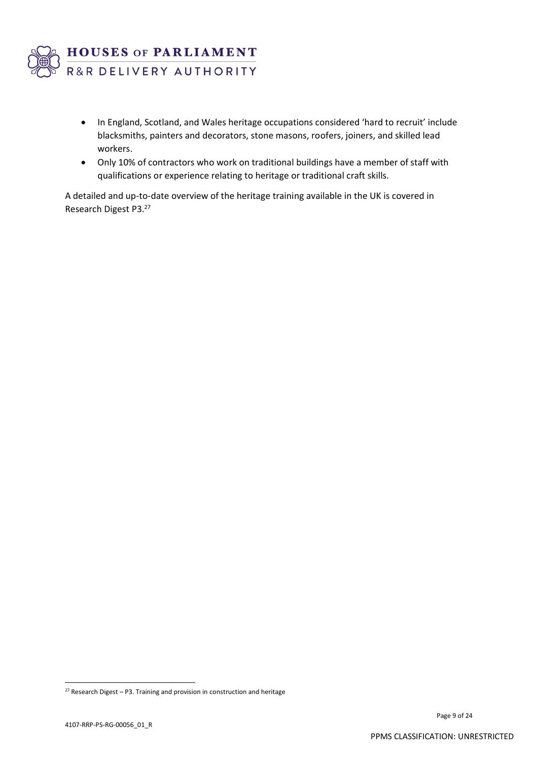- In England, Scotland, and Wales heritage occupations considered 'hard to recruit' include blacksmiths, painters and decorators, stone masons, roofers, joiners, and skilled lead workers.
- Only 10% of contractors who work on traditional buildings have a member of staff with qualifications or experience relating to heritage or traditional craft skills.

A detailed and up-to-date overview of the heritage training available in the UK is covered in Research Digest P3.[27]

[27] Research Digest – P3. Training and provision in construction and heritage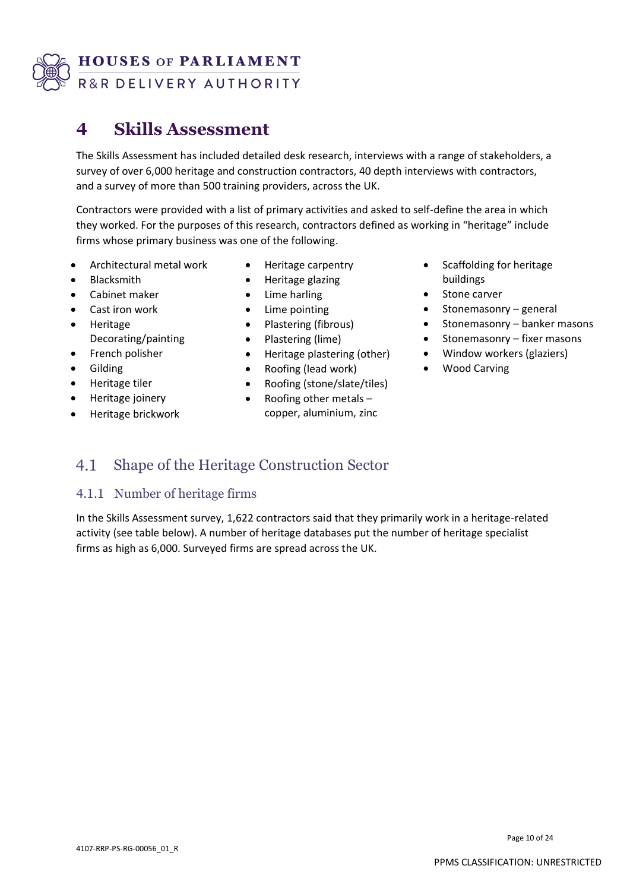# 4 Skills Assessment

The Skills Assessment has included detailed desk research, interviews with a range of stakeholders, a survey of over 6,000 heritage and construction contractors, 40 depth interviews with contractors, and a survey of more than 500 training providers, across the UK.

Contractors were provided with a list of primary activities and asked to self-define the area in which they worked. For the purposes of this research, contractors defined as working in "heritage" include firms whose primary business was one of the following.

- Architectural metal work
- Blacksmith
- Cabinet maker
- Cast iron work
- Heritage Decorating/painting
- French polisher
- Gilding
- Heritage tiler
- Heritage joinery
- Heritage brickwork
- Heritage carpentry
- Heritage glazing
- Lime harling
- Lime pointing
- Plastering (fibrous)
- Plastering (lime)
- Heritage plastering (other)
- Roofing (lead work)
- Roofing (stone/slate/tiles)
- Roofing other metals – copper, aluminium, zinc
- Scaffolding for heritage buildings
- Stone carver
- Stonemasonry – general
- Stonemasonry – banker masons
- Stonemasonry – fixer masons
- Window workers (glaziers)
- Wood Carving

## 4.1 Shape of the Heritage Construction Sector

### 4.1.1 Number of heritage firms

In the Skills Assessment survey, 1,622 contractors said that they primarily work in a heritage-related activity (see table below). A number of heritage databases put the number of heritage specialist firms as high as 6,000. Surveyed firms are spread across the UK.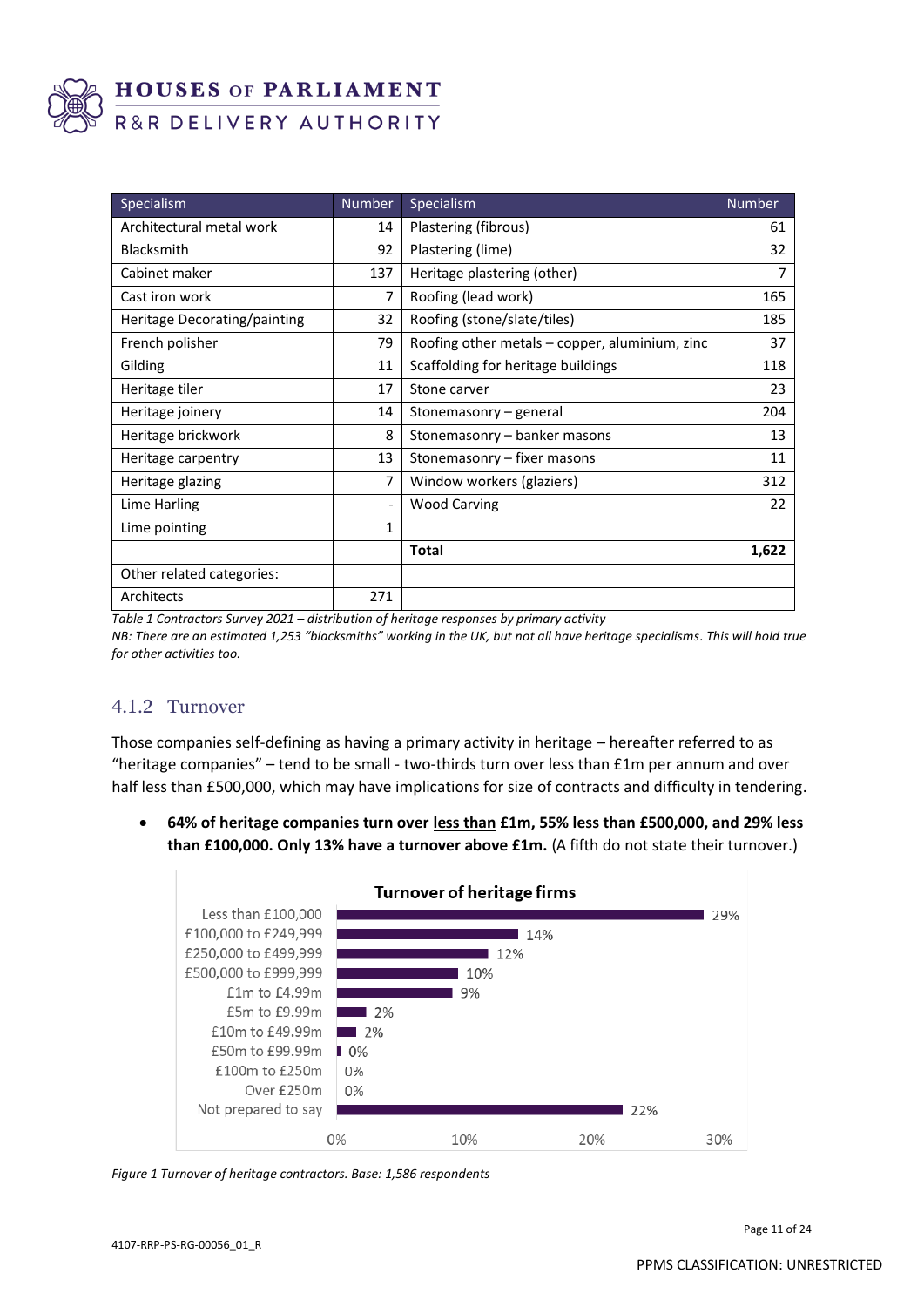| Specialism | Number | Specialism | Number |
|---|---|---|---|
| Architectural metal work | 14 | Plastering (fibrous) | 61 |
| Blacksmith | 92 | Plastering (lime) | 32 |
| Cabinet maker | 137 | Heritage plastering (other) | 7 |
| Cast iron work | 7 | Roofing (lead work) | 165 |
| Heritage Decorating/painting | 32 | Roofing (stone/slate/tiles) | 185 |
| French polisher | 79 | Roofing other metals – copper, aluminium, zinc | 37 |
| Gilding | 11 | Scaffolding for heritage buildings | 118 |
| Heritage tiler | 17 | Stone carver | 23 |
| Heritage joinery | 14 | Stonemasonry – general | 204 |
| Heritage brickwork | 8 | Stonemasonry – banker masons | 13 |
| Heritage carpentry | 13 | Stonemasonry – fixer masons | 11 |
| Heritage glazing | 7 | Window workers (glaziers) | 312 |
| Lime Harling | - | Wood Carving | 22 |
| Lime pointing | 1 | | |
| | | **Total** | **1,622** |
| Other related categories: | | | |
| Architects | 271 | | |

*Table 1 Contractors Survey 2021 – distribution of heritage responses by primary activity*

*NB: There are an estimated 1,253 "blacksmiths" working in the UK, but not all have heritage specialisms. This will hold true for other activities too.*

### 4.1.2 Turnover

Those companies self-defining as having a primary activity in heritage – hereafter referred to as "heritage companies" – tend to be small - two-thirds turn over less than £1m per annum and over half less than £500,000, which may have implications for size of contracts and difficulty in tendering.

- **64% of heritage companies turn over <u>less than</u> £1m, 55% less than £500,000, and 29% less than £100,000. Only 13% have a turnover above £1m.** (A fifth do not state their turnover.)

**Turnover of heritage firms**

| Turnover | % |
|---|---|
| Less than £100,000 | 29% |
| £100,000 to £249,999 | 14% |
| £250,000 to £499,999 | 12% |
| £500,000 to £999,999 | 10% |
| £1m to £4.99m | 9% |
| £5m to £9.99m | 2% |
| £10m to £49.99m | 2% |
| £50m to £99.99m | 0% |
| £100m to £250m | 0% |
| Over £250m | 0% |
| Not prepared to say | 22% |

*Figure 1 Turnover of heritage contractors. Base: 1,586 respondents*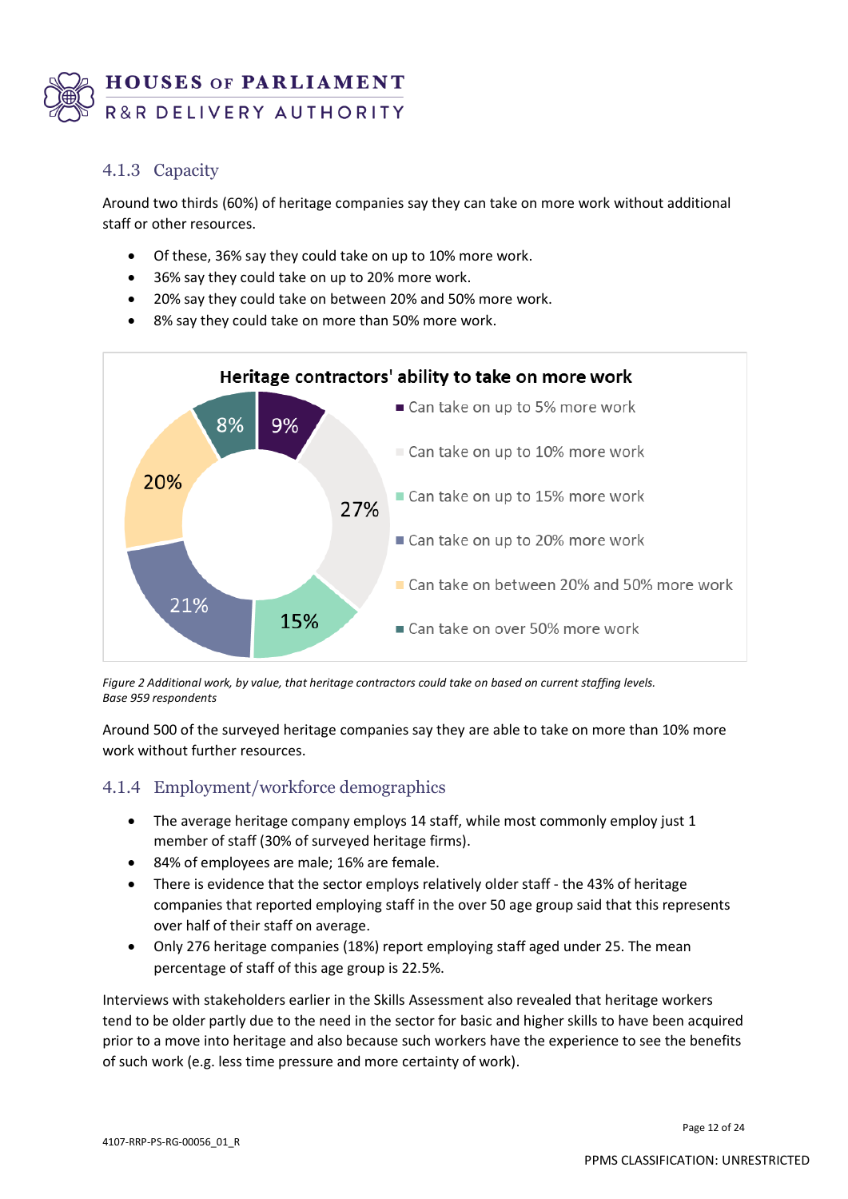### 4.1.3 Capacity

Around two thirds (60%) of heritage companies say they can take on more work without additional staff or other resources.

- Of these, 36% say they could take on up to 10% more work.
- 36% say they could take on up to 20% more work.
- 20% say they could take on between 20% and 50% more work.
- 8% say they could take on more than 50% more work.

**Heritage contractors' ability to take on more work**

| Category | Share |
|---|---|
| Can take on up to 5% more work | 9% |
| Can take on up to 10% more work | 27% |
| Can take on up to 15% more work | 15% |
| Can take on up to 20% more work | 21% |
| Can take on between 20% and 50% more work | 20% |
| Can take on over 50% more work | 8% |

*Figure 2 Additional work, by value, that heritage contractors could take on based on current staffing levels. Base 959 respondents*

Around 500 of the surveyed heritage companies say they are able to take on more than 10% more work without further resources.

### 4.1.4 Employment/workforce demographics

- The average heritage company employs 14 staff, while most commonly employ just 1 member of staff (30% of surveyed heritage firms).
- 84% of employees are male; 16% are female.
- There is evidence that the sector employs relatively older staff - the 43% of heritage companies that reported employing staff in the over 50 age group said that this represents over half of their staff on average.
- Only 276 heritage companies (18%) report employing staff aged under 25. The mean percentage of staff of this age group is 22.5%.

Interviews with stakeholders earlier in the Skills Assessment also revealed that heritage workers tend to be older partly due to the need in the sector for basic and higher skills to have been acquired prior to a move into heritage and also because such workers have the experience to see the benefits of such work (e.g. less time pressure and more certainty of work).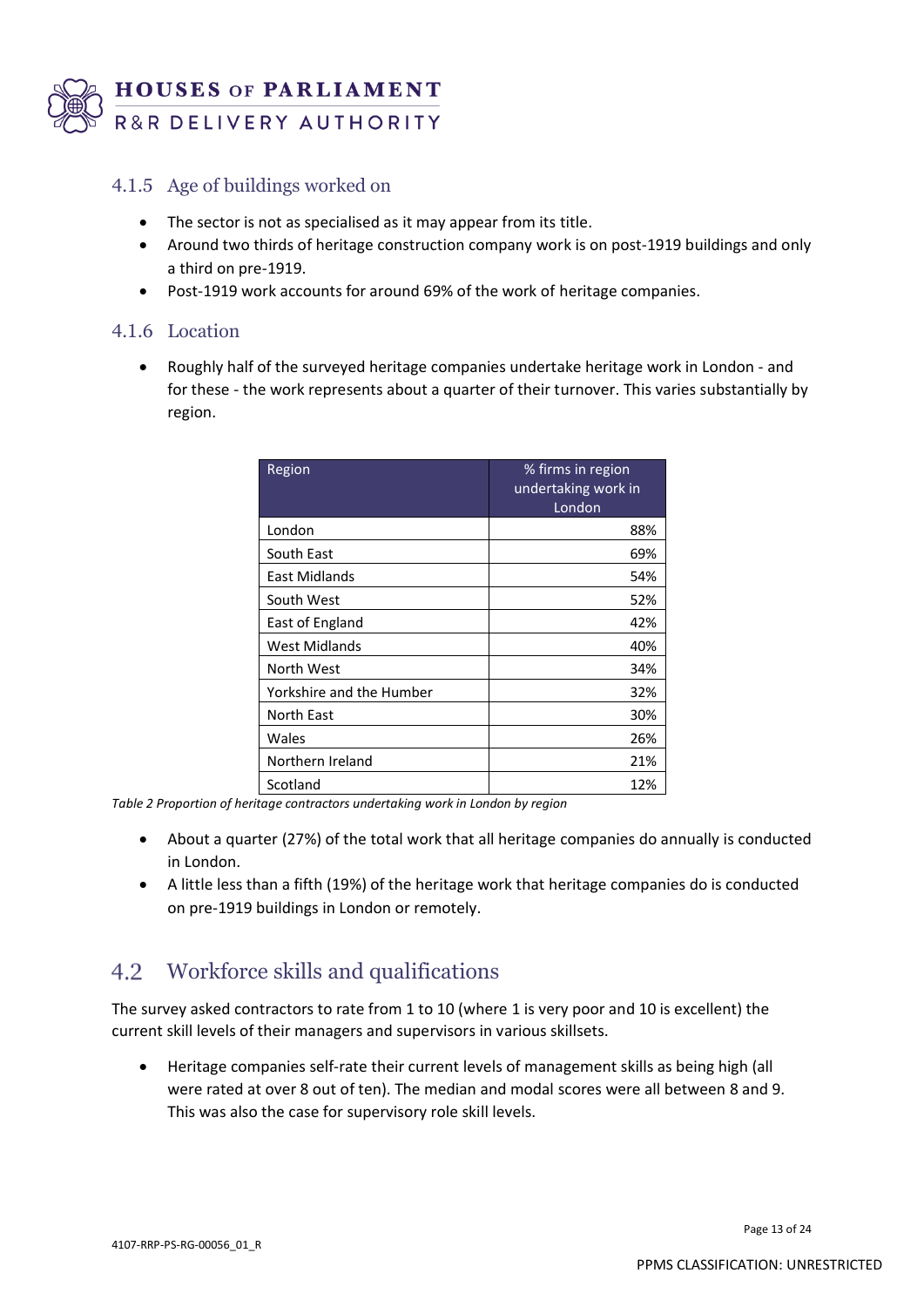### 4.1.5 Age of buildings worked on

- The sector is not as specialised as it may appear from its title.
- Around two thirds of heritage construction company work is on post-1919 buildings and only a third on pre-1919.
- Post-1919 work accounts for around 69% of the work of heritage companies.

### 4.1.6 Location

- Roughly half of the surveyed heritage companies undertake heritage work in London - and for these - the work represents about a quarter of their turnover. This varies substantially by region.

| Region | % firms in region undertaking work in London |
|---|---:|
| London | 88% |
| South East | 69% |
| East Midlands | 54% |
| South West | 52% |
| East of England | 42% |
| West Midlands | 40% |
| North West | 34% |
| Yorkshire and the Humber | 32% |
| North East | 30% |
| Wales | 26% |
| Northern Ireland | 21% |
| Scotland | 12% |

*Table 2 Proportion of heritage contractors undertaking work in London by region*

- About a quarter (27%) of the total work that all heritage companies do annually is conducted in London.
- A little less than a fifth (19%) of the heritage work that heritage companies do is conducted on pre-1919 buildings in London or remotely.

## 4.2 Workforce skills and qualifications

The survey asked contractors to rate from 1 to 10 (where 1 is very poor and 10 is excellent) the current skill levels of their managers and supervisors in various skillsets.

- Heritage companies self-rate their current levels of management skills as being high (all were rated at over 8 out of ten). The median and modal scores were all between 8 and 9. This was also the case for supervisory role skill levels.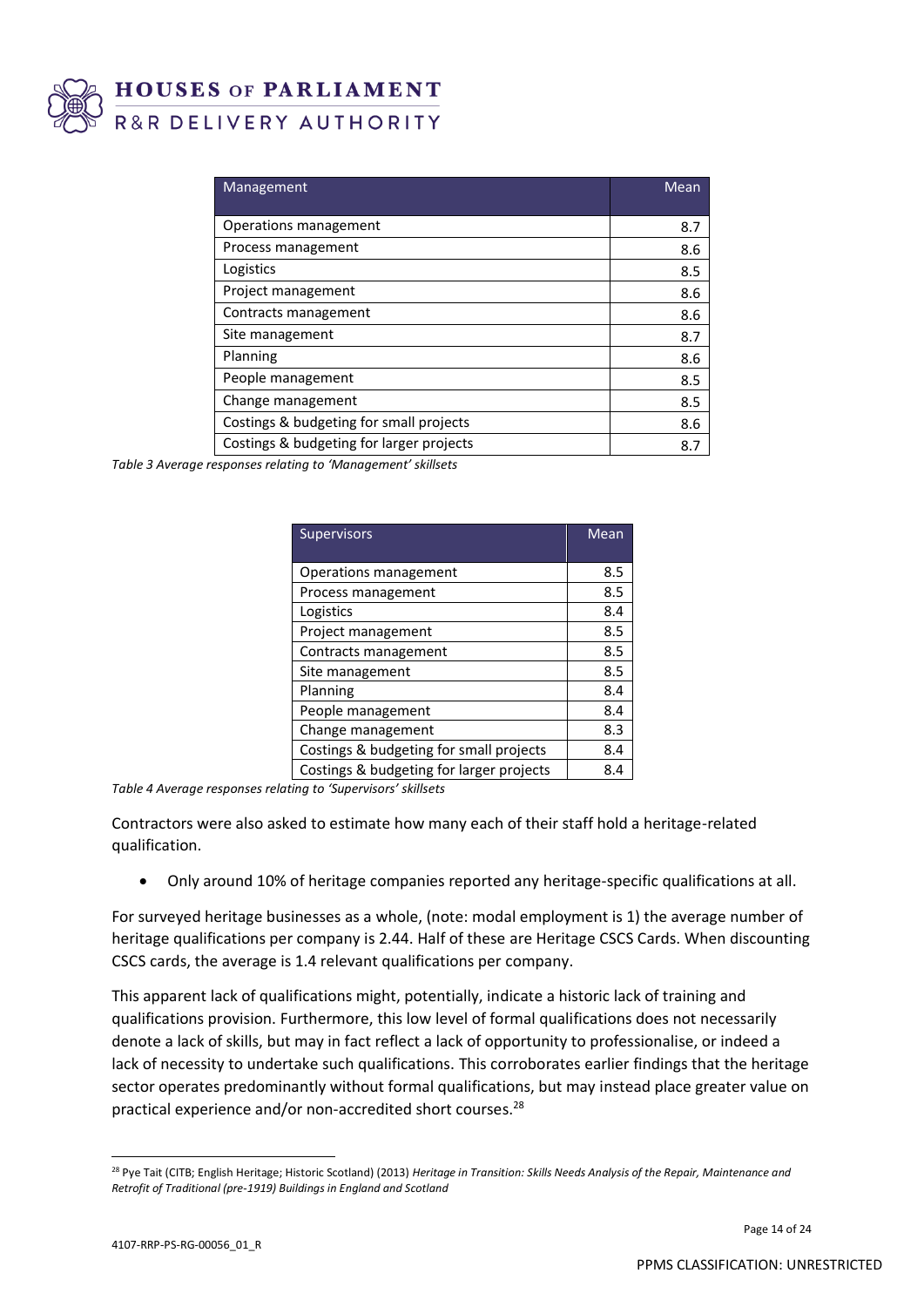| Management | Mean |
| --- | --- |
| Operations management | 8.7 |
| Process management | 8.6 |
| Logistics | 8.5 |
| Project management | 8.6 |
| Contracts management | 8.6 |
| Site management | 8.7 |
| Planning | 8.6 |
| People management | 8.5 |
| Change management | 8.5 |
| Costings & budgeting for small projects | 8.6 |
| Costings & budgeting for larger projects | 8.7 |

*Table 3 Average responses relating to 'Management' skillsets*

| Supervisors | Mean |
| --- | --- |
| Operations management | 8.5 |
| Process management | 8.5 |
| Logistics | 8.4 |
| Project management | 8.5 |
| Contracts management | 8.5 |
| Site management | 8.5 |
| Planning | 8.4 |
| People management | 8.4 |
| Change management | 8.3 |
| Costings & budgeting for small projects | 8.4 |
| Costings & budgeting for larger projects | 8.4 |

*Table 4 Average responses relating to 'Supervisors' skillsets*

Contractors were also asked to estimate how many each of their staff hold a heritage-related qualification.

- Only around 10% of heritage companies reported any heritage-specific qualifications at all.

For surveyed heritage businesses as a whole, (note: modal employment is 1) the average number of heritage qualifications per company is 2.44. Half of these are Heritage CSCS Cards. When discounting CSCS cards, the average is 1.4 relevant qualifications per company.

This apparent lack of qualifications might, potentially, indicate a historic lack of training and qualifications provision. Furthermore, this low level of formal qualifications does not necessarily denote a lack of skills, but may in fact reflect a lack of opportunity to professionalise, or indeed a lack of necessity to undertake such qualifications. This corroborates earlier findings that the heritage sector operates predominantly without formal qualifications, but may instead place greater value on practical experience and/or non-accredited short courses.[28]

[28] Pye Tait (CITB; English Heritage; Historic Scotland) (2013) *Heritage in Transition: Skills Needs Analysis of the Repair, Maintenance and Retrofit of Traditional (pre-1919) Buildings in England and Scotland*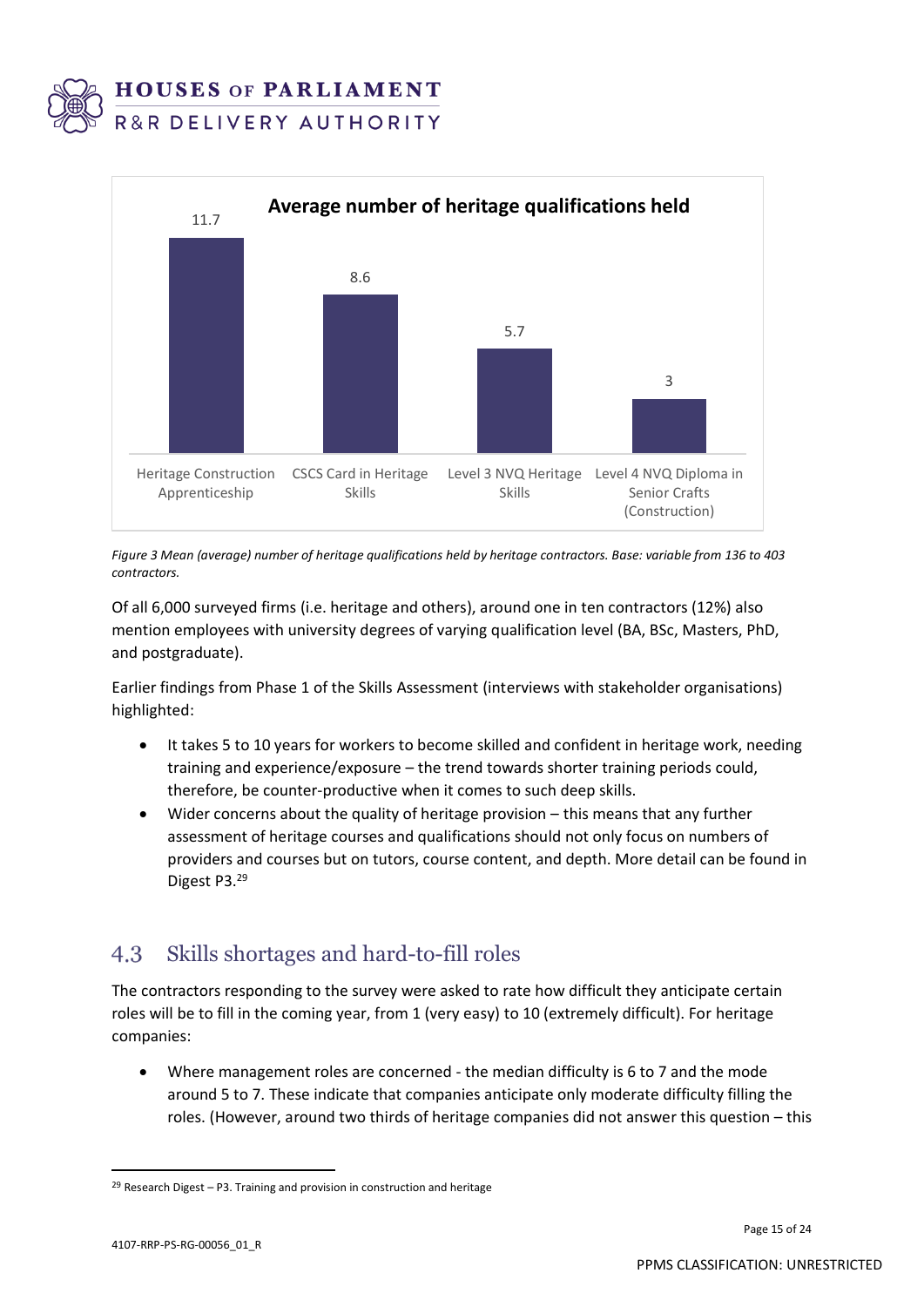**Average number of heritage qualifications held**

| Qualification | Average number held |
|---|---|
| Heritage Construction Apprenticeship | 11.7 |
| CSCS Card in Heritage Skills | 8.6 |
| Level 3 NVQ Heritage Skills | 5.7 |
| Level 4 NVQ Diploma in Senior Crafts (Construction) | 3 |

*Figure 3 Mean (average) number of heritage qualifications held by heritage contractors. Base: variable from 136 to 403 contractors.*

Of all 6,000 surveyed firms (i.e. heritage and others), around one in ten contractors (12%) also mention employees with university degrees of varying qualification level (BA, BSc, Masters, PhD, and postgraduate).

Earlier findings from Phase 1 of the Skills Assessment (interviews with stakeholder organisations) highlighted:

- It takes 5 to 10 years for workers to become skilled and confident in heritage work, needing training and experience/exposure – the trend towards shorter training periods could, therefore, be counter-productive when it comes to such deep skills.
- Wider concerns about the quality of heritage provision – this means that any further assessment of heritage courses and qualifications should not only focus on numbers of providers and courses but on tutors, course content, and depth. More detail can be found in Digest P3.[29]

## 4.3 Skills shortages and hard-to-fill roles

The contractors responding to the survey were asked to rate how difficult they anticipate certain roles will be to fill in the coming year, from 1 (very easy) to 10 (extremely difficult). For heritage companies:

- Where management roles are concerned - the median difficulty is 6 to 7 and the mode around 5 to 7. These indicate that companies anticipate only moderate difficulty filling the roles. (However, around two thirds of heritage companies did not answer this question – this

[29] Research Digest – P3. Training and provision in construction and heritage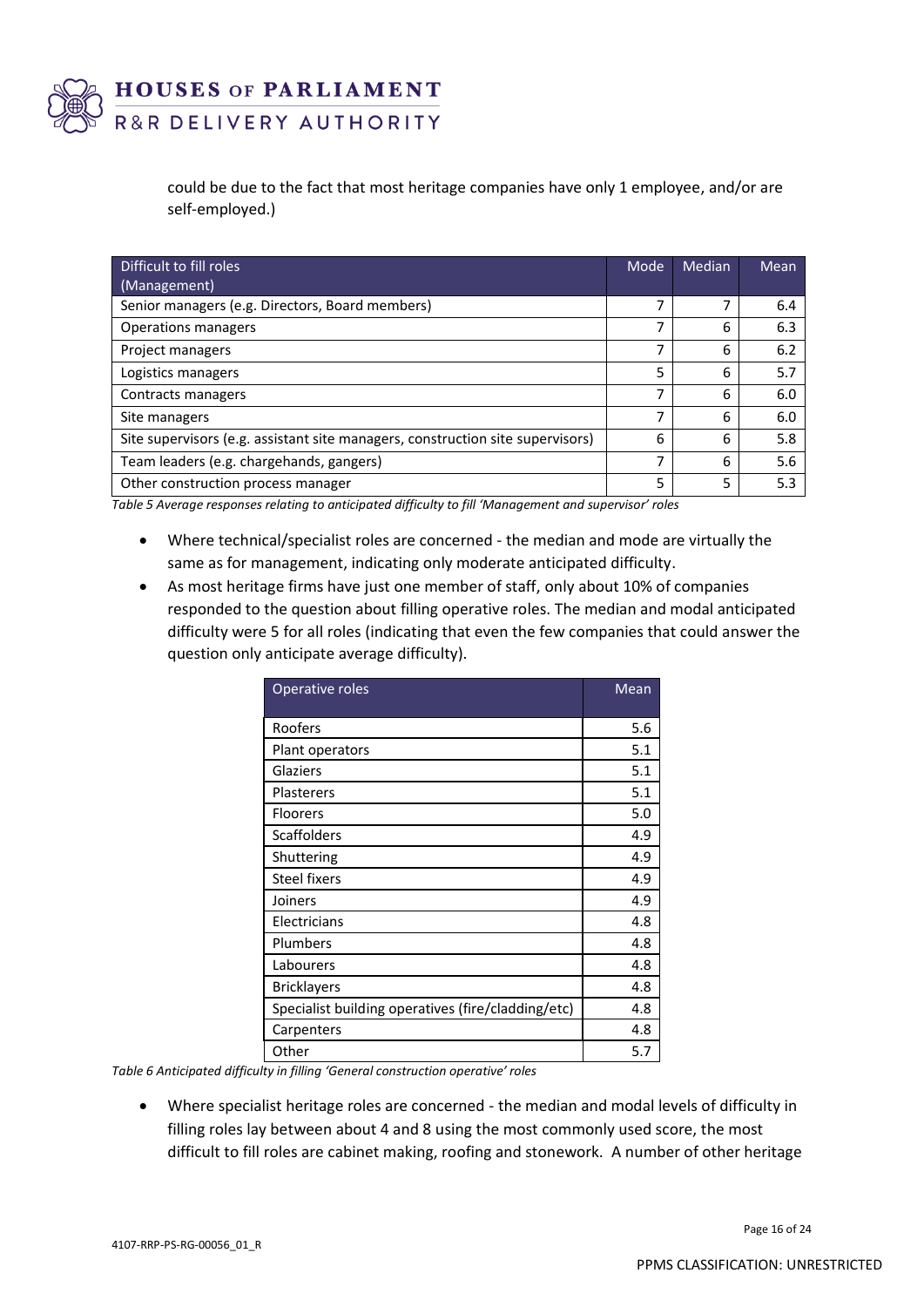could be due to the fact that most heritage companies have only 1 employee, and/or are self-employed.)

| Difficult to fill roles (Management) | Mode | Median | Mean |
|---|---|---|---|
| Senior managers (e.g. Directors, Board members) | 7 | 7 | 6.4 |
| Operations managers | 7 | 6 | 6.3 |
| Project managers | 7 | 6 | 6.2 |
| Logistics managers | 5 | 6 | 5.7 |
| Contracts managers | 7 | 6 | 6.0 |
| Site managers | 7 | 6 | 6.0 |
| Site supervisors (e.g. assistant site managers, construction site supervisors) | 6 | 6 | 5.8 |
| Team leaders (e.g. chargehands, gangers) | 7 | 6 | 5.6 |
| Other construction process manager | 5 | 5 | 5.3 |

*Table 5 Average responses relating to anticipated difficulty to fill 'Management and supervisor' roles*

- Where technical/specialist roles are concerned - the median and mode are virtually the same as for management, indicating only moderate anticipated difficulty.
- As most heritage firms have just one member of staff, only about 10% of companies responded to the question about filling operative roles. The median and modal anticipated difficulty were 5 for all roles (indicating that even the few companies that could answer the question only anticipate average difficulty).

| Operative roles | Mean |
|---|---|
| Roofers | 5.6 |
| Plant operators | 5.1 |
| Glaziers | 5.1 |
| Plasterers | 5.1 |
| Floorers | 5.0 |
| Scaffolders | 4.9 |
| Shuttering | 4.9 |
| Steel fixers | 4.9 |
| Joiners | 4.9 |
| Electricians | 4.8 |
| Plumbers | 4.8 |
| Labourers | 4.8 |
| Bricklayers | 4.8 |
| Specialist building operatives (fire/cladding/etc) | 4.8 |
| Carpenters | 4.8 |
| Other | 5.7 |

*Table 6 Anticipated difficulty in filling 'General construction operative' roles*

- Where specialist heritage roles are concerned - the median and modal levels of difficulty in filling roles lay between about 4 and 8 using the most commonly used score, the most difficult to fill roles are cabinet making, roofing and stonework. A number of other heritage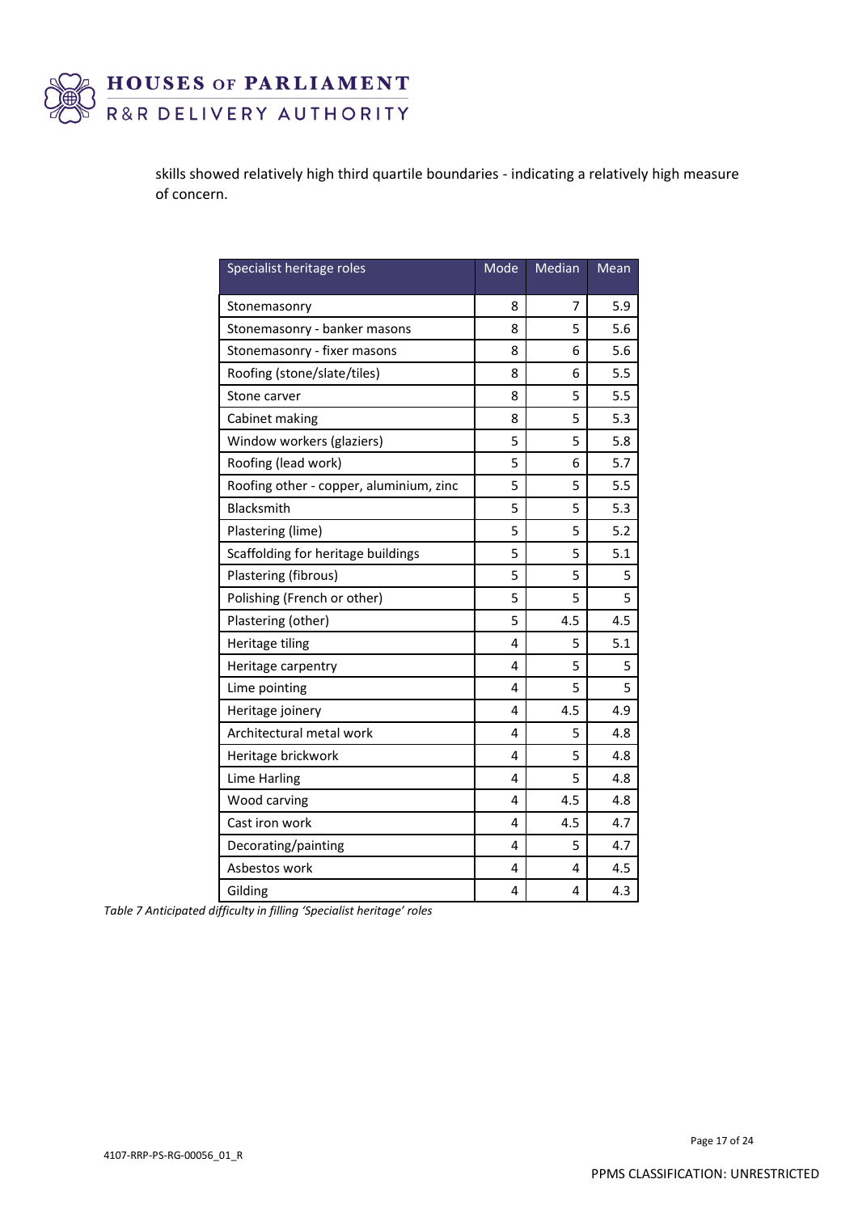skills showed relatively high third quartile boundaries - indicating a relatively high measure of concern.

| Specialist heritage roles | Mode | Median | Mean |
|---|---|---|---|
| Stonemasonry | 8 | 7 | 5.9 |
| Stonemasonry - banker masons | 8 | 5 | 5.6 |
| Stonemasonry - fixer masons | 8 | 6 | 5.6 |
| Roofing (stone/slate/tiles) | 8 | 6 | 5.5 |
| Stone carver | 8 | 5 | 5.5 |
| Cabinet making | 8 | 5 | 5.3 |
| Window workers (glaziers) | 5 | 5 | 5.8 |
| Roofing (lead work) | 5 | 6 | 5.7 |
| Roofing other - copper, aluminium, zinc | 5 | 5 | 5.5 |
| Blacksmith | 5 | 5 | 5.3 |
| Plastering (lime) | 5 | 5 | 5.2 |
| Scaffolding for heritage buildings | 5 | 5 | 5.1 |
| Plastering (fibrous) | 5 | 5 | 5 |
| Polishing (French or other) | 5 | 5 | 5 |
| Plastering (other) | 5 | 4.5 | 4.5 |
| Heritage tiling | 4 | 5 | 5.1 |
| Heritage carpentry | 4 | 5 | 5 |
| Lime pointing | 4 | 5 | 5 |
| Heritage joinery | 4 | 4.5 | 4.9 |
| Architectural metal work | 4 | 5 | 4.8 |
| Heritage brickwork | 4 | 5 | 4.8 |
| Lime Harling | 4 | 5 | 4.8 |
| Wood carving | 4 | 4.5 | 4.8 |
| Cast iron work | 4 | 4.5 | 4.7 |
| Decorating/painting | 4 | 5 | 4.7 |
| Asbestos work | 4 | 4 | 4.5 |
| Gilding | 4 | 4 | 4.3 |

*Table 7 Anticipated difficulty in filling 'Specialist heritage' roles*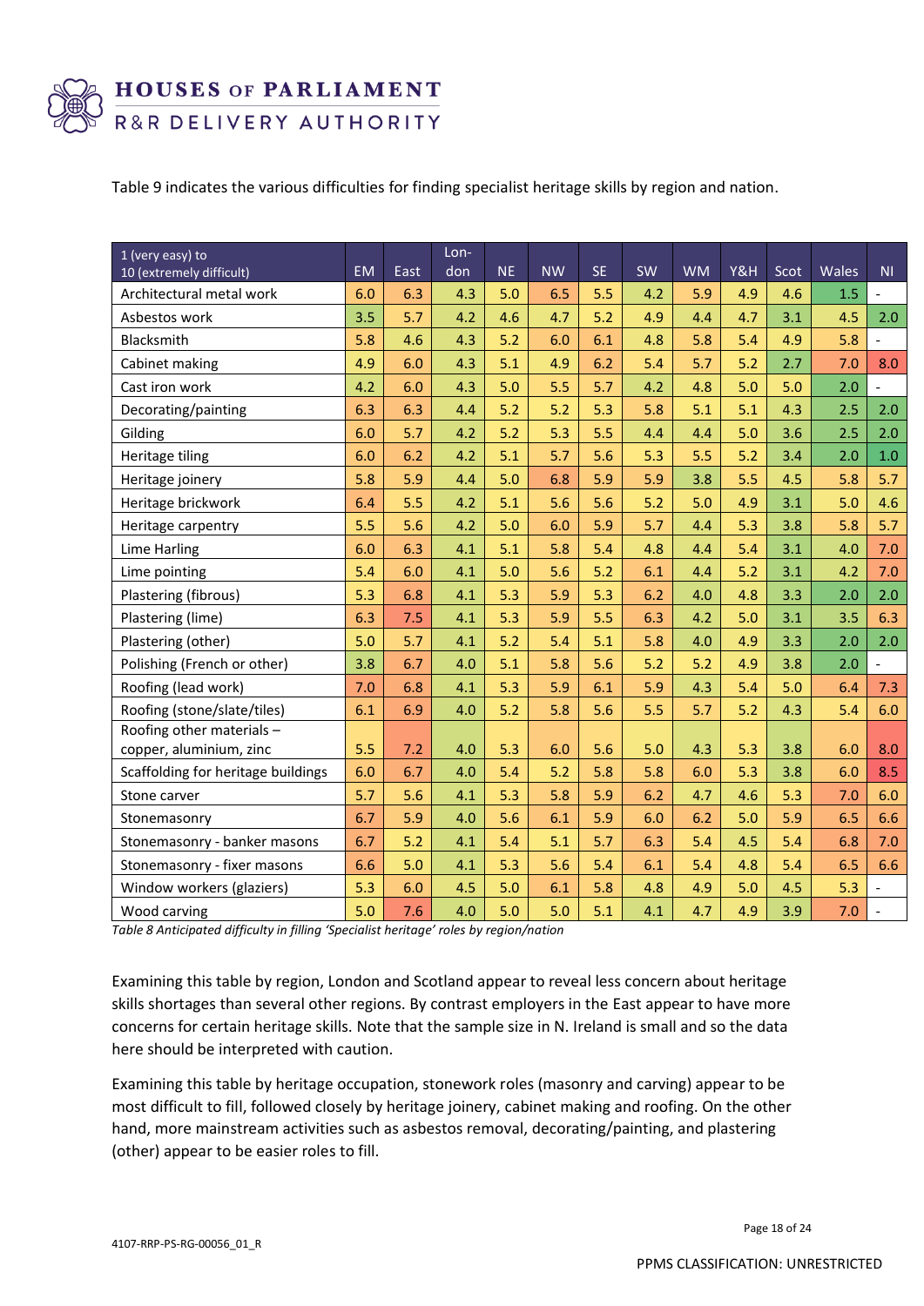Table 9 indicates the various difficulties for finding specialist heritage skills by region and nation.

| 1 (very easy) to 10 (extremely difficult) | EM | East | London | NE | NW | SE | SW | WM | Y&H | Scot | Wales | NI |
|---|---|---|---|---|---|---|---|---|---|---|---|---|
| Architectural metal work | 6.0 | 6.3 | 4.3 | 5.0 | 6.5 | 5.5 | 4.2 | 5.9 | 4.9 | 4.6 | 1.5 | - |
| Asbestos work | 3.5 | 5.7 | 4.2 | 4.6 | 4.7 | 5.2 | 4.9 | 4.4 | 4.7 | 3.1 | 4.5 | 2.0 |
| Blacksmith | 5.8 | 4.6 | 4.3 | 5.2 | 6.0 | 6.1 | 4.8 | 5.8 | 5.4 | 4.9 | 5.8 | - |
| Cabinet making | 4.9 | 6.0 | 4.3 | 5.1 | 4.9 | 6.2 | 5.4 | 5.7 | 5.2 | 2.7 | 7.0 | 8.0 |
| Cast iron work | 4.2 | 6.0 | 4.3 | 5.0 | 5.5 | 5.7 | 4.2 | 4.8 | 5.0 | 5.0 | 2.0 | - |
| Decorating/painting | 6.3 | 6.3 | 4.4 | 5.2 | 5.2 | 5.3 | 5.8 | 5.1 | 5.1 | 4.3 | 2.5 | 2.0 |
| Gilding | 6.0 | 5.7 | 4.2 | 5.2 | 5.3 | 5.5 | 4.4 | 4.4 | 5.0 | 3.6 | 2.5 | 2.0 |
| Heritage tiling | 6.0 | 6.2 | 4.2 | 5.1 | 5.7 | 5.6 | 5.3 | 5.5 | 5.2 | 3.4 | 2.0 | 1.0 |
| Heritage joinery | 5.8 | 5.9 | 4.4 | 5.0 | 6.8 | 5.9 | 5.9 | 3.8 | 5.5 | 4.5 | 5.8 | 5.7 |
| Heritage brickwork | 6.4 | 5.5 | 4.2 | 5.1 | 5.6 | 5.6 | 5.2 | 5.0 | 4.9 | 3.1 | 5.0 | 4.6 |
| Heritage carpentry | 5.5 | 5.6 | 4.2 | 5.0 | 6.0 | 5.9 | 5.7 | 4.4 | 5.3 | 3.8 | 5.8 | 5.7 |
| Lime Harling | 6.0 | 6.3 | 4.1 | 5.1 | 5.8 | 5.4 | 4.8 | 4.4 | 5.4 | 3.1 | 4.0 | 7.0 |
| Lime pointing | 5.4 | 6.0 | 4.1 | 5.0 | 5.6 | 5.2 | 6.1 | 4.4 | 5.2 | 3.1 | 4.2 | 7.0 |
| Plastering (fibrous) | 5.3 | 6.8 | 4.1 | 5.3 | 5.9 | 5.3 | 6.2 | 4.0 | 4.8 | 3.3 | 2.0 | 2.0 |
| Plastering (lime) | 6.3 | 7.5 | 4.1 | 5.3 | 5.9 | 5.5 | 6.3 | 4.2 | 5.0 | 3.1 | 3.5 | 6.3 |
| Plastering (other) | 5.0 | 5.7 | 4.1 | 5.2 | 5.4 | 5.1 | 5.8 | 4.0 | 4.9 | 3.3 | 2.0 | 2.0 |
| Polishing (French or other) | 3.8 | 6.7 | 4.0 | 5.1 | 5.8 | 5.6 | 5.2 | 5.2 | 4.9 | 3.8 | 2.0 | - |
| Roofing (lead work) | 7.0 | 6.8 | 4.1 | 5.3 | 5.9 | 6.1 | 5.9 | 4.3 | 5.4 | 5.0 | 6.4 | 7.3 |
| Roofing (stone/slate/tiles) | 6.1 | 6.9 | 4.0 | 5.2 | 5.8 | 5.6 | 5.5 | 5.7 | 5.2 | 4.3 | 5.4 | 6.0 |
| Roofing other materials – copper, aluminium, zinc | 5.5 | 7.2 | 4.0 | 5.3 | 6.0 | 5.6 | 5.0 | 4.3 | 5.3 | 3.8 | 6.0 | 8.0 |
| Scaffolding for heritage buildings | 6.0 | 6.7 | 4.0 | 5.4 | 5.2 | 5.8 | 5.8 | 6.0 | 5.3 | 3.8 | 6.0 | 8.5 |
| Stone carver | 5.7 | 5.6 | 4.1 | 5.3 | 5.8 | 5.9 | 6.2 | 4.7 | 4.6 | 5.3 | 7.0 | 6.0 |
| Stonemasonry | 6.7 | 5.9 | 4.0 | 5.6 | 6.1 | 5.9 | 6.0 | 6.2 | 5.0 | 5.9 | 6.5 | 6.6 |
| Stonemasonry - banker masons | 6.7 | 5.2 | 4.1 | 5.4 | 5.1 | 5.7 | 6.3 | 5.4 | 4.5 | 5.4 | 6.8 | 7.0 |
| Stonemasonry - fixer masons | 6.6 | 5.0 | 4.1 | 5.3 | 5.6 | 5.4 | 6.1 | 5.4 | 4.8 | 5.4 | 6.5 | 6.6 |
| Window workers (glaziers) | 5.3 | 6.0 | 4.5 | 5.0 | 6.1 | 5.8 | 4.8 | 4.9 | 5.0 | 4.5 | 5.3 | - |
| Wood carving | 5.0 | 7.6 | 4.0 | 5.0 | 5.0 | 5.1 | 4.1 | 4.7 | 4.9 | 3.9 | 7.0 | - |

*Table 8 Anticipated difficulty in filling 'Specialist heritage' roles by region/nation*

Examining this table by region, London and Scotland appear to reveal less concern about heritage skills shortages than several other regions. By contrast employers in the East appear to have more concerns for certain heritage skills. Note that the sample size in N. Ireland is small and so the data here should be interpreted with caution.

Examining this table by heritage occupation, stonework roles (masonry and carving) appear to be most difficult to fill, followed closely by heritage joinery, cabinet making and roofing. On the other hand, more mainstream activities such as asbestos removal, decorating/painting, and plastering (other) appear to be easier roles to fill.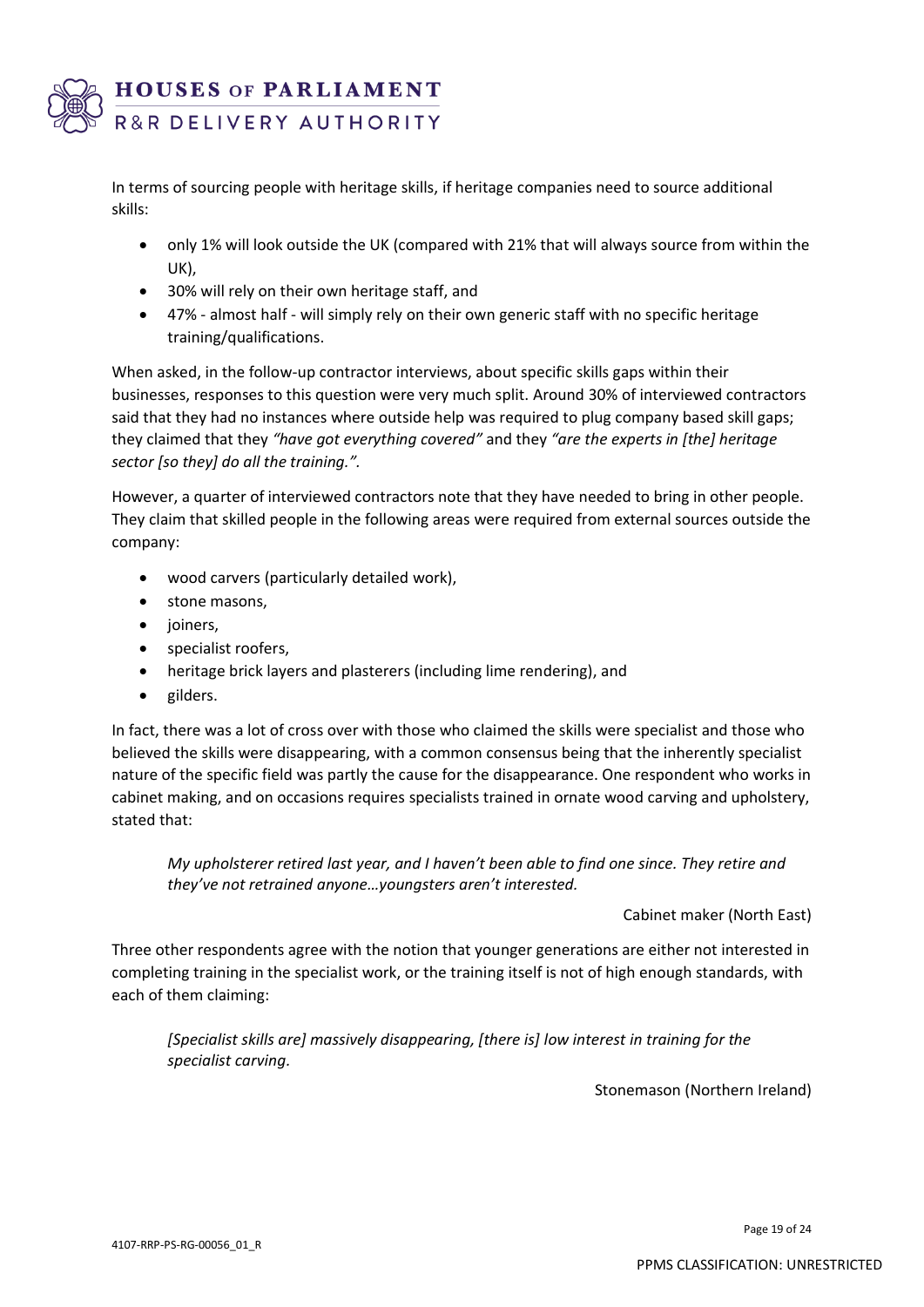In terms of sourcing people with heritage skills, if heritage companies need to source additional skills:

- only 1% will look outside the UK (compared with 21% that will always source from within the UK),
- 30% will rely on their own heritage staff, and
- 47% - almost half - will simply rely on their own generic staff with no specific heritage training/qualifications.

When asked, in the follow-up contractor interviews, about specific skills gaps within their businesses, responses to this question were very much split. Around 30% of interviewed contractors said that they had no instances where outside help was required to plug company based skill gaps; they claimed that they *"have got everything covered"* and they *"are the experts in [the] heritage sector [so they] do all the training."*.

However, a quarter of interviewed contractors note that they have needed to bring in other people. They claim that skilled people in the following areas were required from external sources outside the company:

- wood carvers (particularly detailed work),
- stone masons,
- joiners,
- specialist roofers,
- heritage brick layers and plasterers (including lime rendering), and
- gilders.

In fact, there was a lot of cross over with those who claimed the skills were specialist and those who believed the skills were disappearing, with a common consensus being that the inherently specialist nature of the specific field was partly the cause for the disappearance. One respondent who works in cabinet making, and on occasions requires specialists trained in ornate wood carving and upholstery, stated that:

> *My upholsterer retired last year, and I haven't been able to find one since. They retire and they've not retrained anyone…youngsters aren't interested.*
>
> Cabinet maker (North East)

Three other respondents agree with the notion that younger generations are either not interested in completing training in the specialist work, or the training itself is not of high enough standards, with each of them claiming:

> *[Specialist skills are] massively disappearing, [there is] low interest in training for the specialist carving.*
>
> Stonemason (Northern Ireland)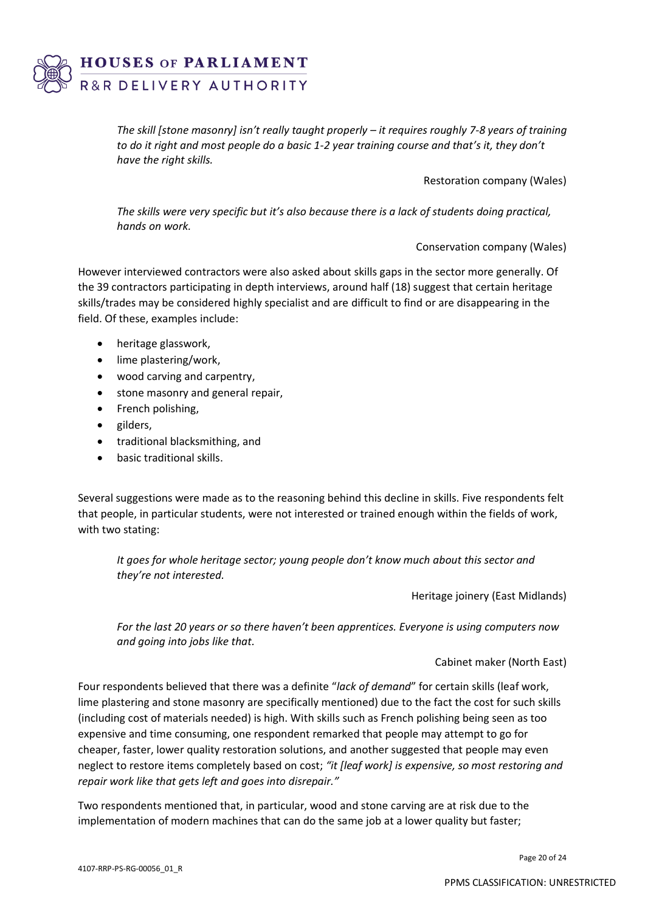*The skill [stone masonry] isn't really taught properly – it requires roughly 7-8 years of training to do it right and most people do a basic 1-2 year training course and that's it, they don't have the right skills.*

Restoration company (Wales)

*The skills were very specific but it's also because there is a lack of students doing practical, hands on work.*

Conservation company (Wales)

However interviewed contractors were also asked about skills gaps in the sector more generally. Of the 39 contractors participating in depth interviews, around half (18) suggest that certain heritage skills/trades may be considered highly specialist and are difficult to find or are disappearing in the field. Of these, examples include:

- heritage glasswork,
- lime plastering/work,
- wood carving and carpentry,
- stone masonry and general repair,
- French polishing,
- gilders,
- traditional blacksmithing, and
- basic traditional skills.

Several suggestions were made as to the reasoning behind this decline in skills. Five respondents felt that people, in particular students, were not interested or trained enough within the fields of work, with two stating:

*It goes for whole heritage sector; young people don't know much about this sector and they're not interested.*

Heritage joinery (East Midlands)

*For the last 20 years or so there haven't been apprentices. Everyone is using computers now and going into jobs like that.*

Cabinet maker (North East)

Four respondents believed that there was a definite "*lack of demand*" for certain skills (leaf work, lime plastering and stone masonry are specifically mentioned) due to the fact the cost for such skills (including cost of materials needed) is high. With skills such as French polishing being seen as too expensive and time consuming, one respondent remarked that people may attempt to go for cheaper, faster, lower quality restoration solutions, and another suggested that people may even neglect to restore items completely based on cost; *"it [leaf work] is expensive, so most restoring and repair work like that gets left and goes into disrepair."*

Two respondents mentioned that, in particular, wood and stone carving are at risk due to the implementation of modern machines that can do the same job at a lower quality but faster;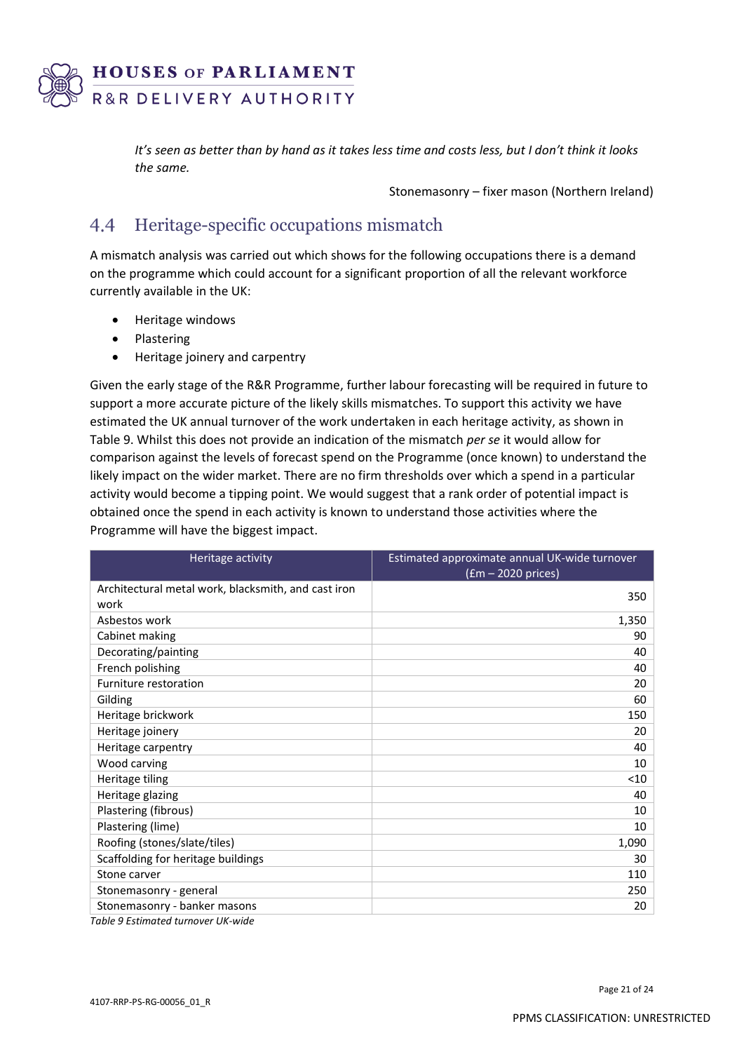*It's seen as better than by hand as it takes less time and costs less, but I don't think it looks the same.*

Stonemasonry – fixer mason (Northern Ireland)

## 4.4 Heritage-specific occupations mismatch

A mismatch analysis was carried out which shows for the following occupations there is a demand on the programme which could account for a significant proportion of all the relevant workforce currently available in the UK:

- Heritage windows
- Plastering
- Heritage joinery and carpentry

Given the early stage of the R&R Programme, further labour forecasting will be required in future to support a more accurate picture of the likely skills mismatches. To support this activity we have estimated the UK annual turnover of the work undertaken in each heritage activity, as shown in Table 9. Whilst this does not provide an indication of the mismatch *per se* it would allow for comparison against the levels of forecast spend on the Programme (once known) to understand the likely impact on the wider market. There are no firm thresholds over which a spend in a particular activity would become a tipping point. We would suggest that a rank order of potential impact is obtained once the spend in each activity is known to understand those activities where the Programme will have the biggest impact.

| Heritage activity | Estimated approximate annual UK-wide turnover (£m – 2020 prices) |
|---|---:|
| Architectural metal work, blacksmith, and cast iron work | 350 |
| Asbestos work | 1,350 |
| Cabinet making | 90 |
| Decorating/painting | 40 |
| French polishing | 40 |
| Furniture restoration | 20 |
| Gilding | 60 |
| Heritage brickwork | 150 |
| Heritage joinery | 20 |
| Heritage carpentry | 40 |
| Wood carving | 10 |
| Heritage tiling | <10 |
| Heritage glazing | 40 |
| Plastering (fibrous) | 10 |
| Plastering (lime) | 10 |
| Roofing (stones/slate/tiles) | 1,090 |
| Scaffolding for heritage buildings | 30 |
| Stone carver | 110 |
| Stonemasonry - general | 250 |
| Stonemasonry - banker masons | 20 |

*Table 9 Estimated turnover UK-wide*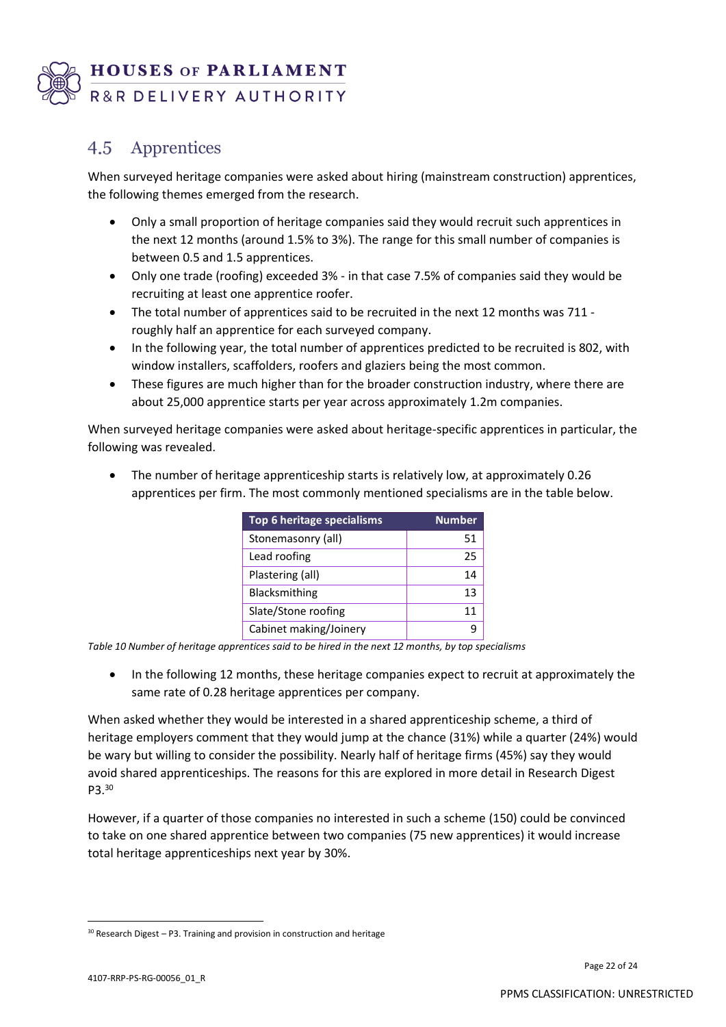## 4.5 Apprentices

When surveyed heritage companies were asked about hiring (mainstream construction) apprentices, the following themes emerged from the research.

- Only a small proportion of heritage companies said they would recruit such apprentices in the next 12 months (around 1.5% to 3%). The range for this small number of companies is between 0.5 and 1.5 apprentices.
- Only one trade (roofing) exceeded 3% - in that case 7.5% of companies said they would be recruiting at least one apprentice roofer.
- The total number of apprentices said to be recruited in the next 12 months was 711 - roughly half an apprentice for each surveyed company.
- In the following year, the total number of apprentices predicted to be recruited is 802, with window installers, scaffolders, roofers and glaziers being the most common.
- These figures are much higher than for the broader construction industry, where there are about 25,000 apprentice starts per year across approximately 1.2m companies.

When surveyed heritage companies were asked about heritage-specific apprentices in particular, the following was revealed.

- The number of heritage apprenticeship starts is relatively low, at approximately 0.26 apprentices per firm. The most commonly mentioned specialisms are in the table below.

| Top 6 heritage specialisms | Number |
|---|---|
| Stonemasonry (all) | 51 |
| Lead roofing | 25 |
| Plastering (all) | 14 |
| Blacksmithing | 13 |
| Slate/Stone roofing | 11 |
| Cabinet making/Joinery | 9 |

*Table 10 Number of heritage apprentices said to be hired in the next 12 months, by top specialisms*

- In the following 12 months, these heritage companies expect to recruit at approximately the same rate of 0.28 heritage apprentices per company.

When asked whether they would be interested in a shared apprenticeship scheme, a third of heritage employers comment that they would jump at the chance (31%) while a quarter (24%) would be wary but willing to consider the possibility. Nearly half of heritage firms (45%) say they would avoid shared apprenticeships. The reasons for this are explored in more detail in Research Digest P3.[30]

However, if a quarter of those companies no interested in such a scheme (150) could be convinced to take on one shared apprentice between two companies (75 new apprentices) it would increase total heritage apprenticeships next year by 30%.

[30] Research Digest – P3. Training and provision in construction and heritage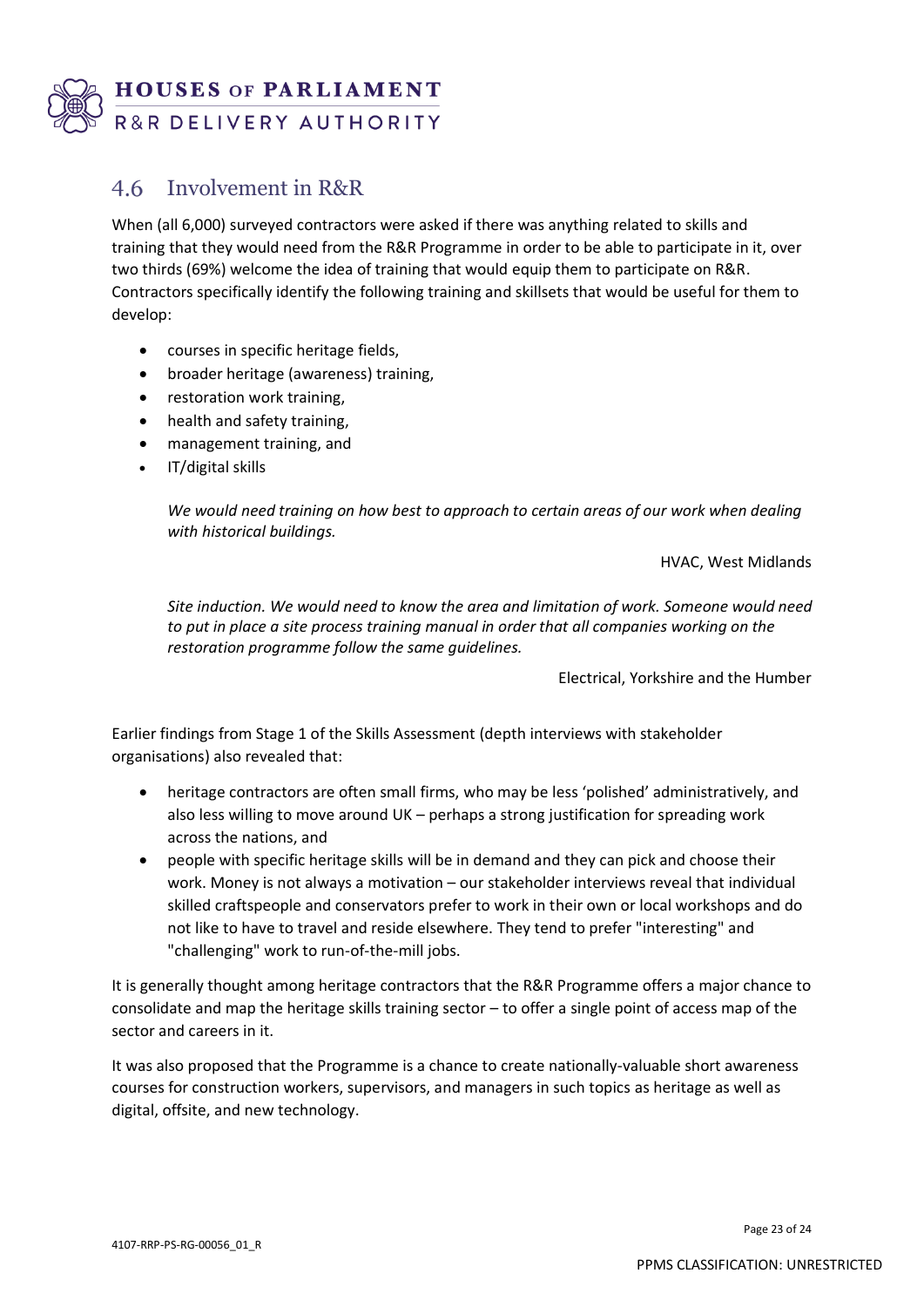## 4.6 Involvement in R&R

When (all 6,000) surveyed contractors were asked if there was anything related to skills and training that they would need from the R&R Programme in order to be able to participate in it, over two thirds (69%) welcome the idea of training that would equip them to participate on R&R. Contractors specifically identify the following training and skillsets that would be useful for them to develop:

- courses in specific heritage fields,
- broader heritage (awareness) training,
- restoration work training,
- health and safety training,
- management training, and
- IT/digital skills

> *We would need training on how best to approach to certain areas of our work when dealing with historical buildings.*
>
> HVAC, West Midlands

> *Site induction. We would need to know the area and limitation of work. Someone would need to put in place a site process training manual in order that all companies working on the restoration programme follow the same guidelines.*
>
> Electrical, Yorkshire and the Humber

Earlier findings from Stage 1 of the Skills Assessment (depth interviews with stakeholder organisations) also revealed that:

- heritage contractors are often small firms, who may be less 'polished' administratively, and also less willing to move around UK – perhaps a strong justification for spreading work across the nations, and
- people with specific heritage skills will be in demand and they can pick and choose their work. Money is not always a motivation – our stakeholder interviews reveal that individual skilled craftspeople and conservators prefer to work in their own or local workshops and do not like to have to travel and reside elsewhere. They tend to prefer "interesting" and "challenging" work to run-of-the-mill jobs.

It is generally thought among heritage contractors that the R&R Programme offers a major chance to consolidate and map the heritage skills training sector – to offer a single point of access map of the sector and careers in it.

It was also proposed that the Programme is a chance to create nationally-valuable short awareness courses for construction workers, supervisors, and managers in such topics as heritage as well as digital, offsite, and new technology.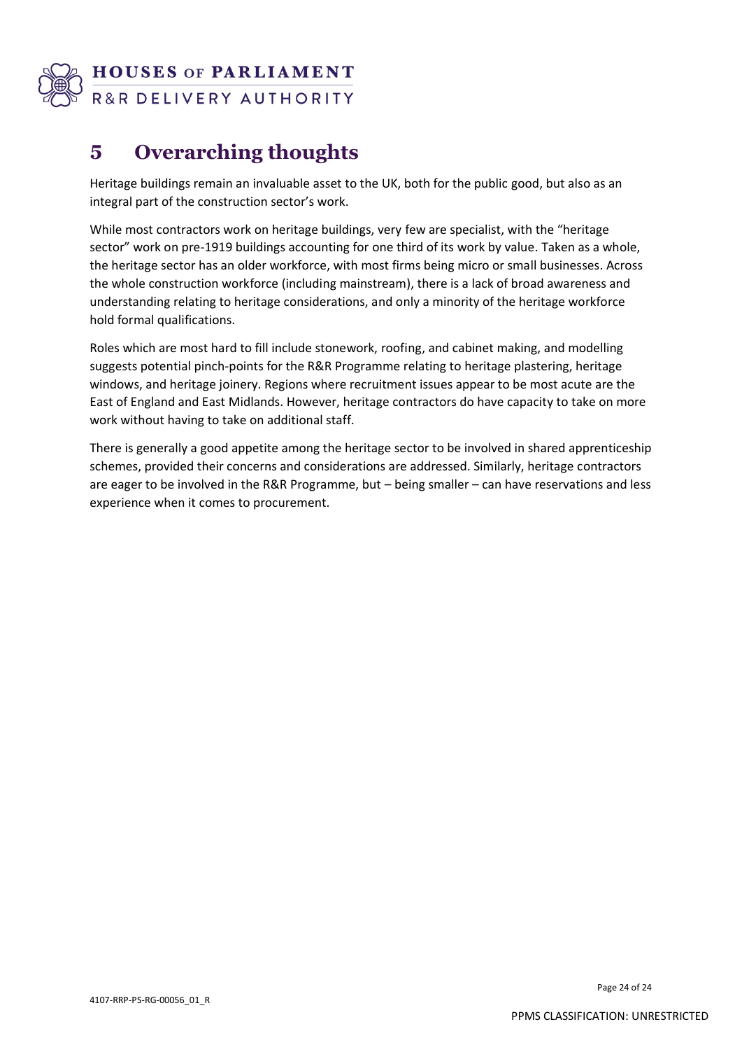# 5 Overarching thoughts

Heritage buildings remain an invaluable asset to the UK, both for the public good, but also as an integral part of the construction sector's work.

While most contractors work on heritage buildings, very few are specialist, with the "heritage sector" work on pre-1919 buildings accounting for one third of its work by value. Taken as a whole, the heritage sector has an older workforce, with most firms being micro or small businesses. Across the whole construction workforce (including mainstream), there is a lack of broad awareness and understanding relating to heritage considerations, and only a minority of the heritage workforce hold formal qualifications.

Roles which are most hard to fill include stonework, roofing, and cabinet making, and modelling suggests potential pinch-points for the R&R Programme relating to heritage plastering, heritage windows, and heritage joinery. Regions where recruitment issues appear to be most acute are the East of England and East Midlands. However, heritage contractors do have capacity to take on more work without having to take on additional staff.

There is generally a good appetite among the heritage sector to be involved in shared apprenticeship schemes, provided their concerns and considerations are addressed. Similarly, heritage contractors are eager to be involved in the R&R Programme, but – being smaller – can have reservations and less experience when it comes to procurement.